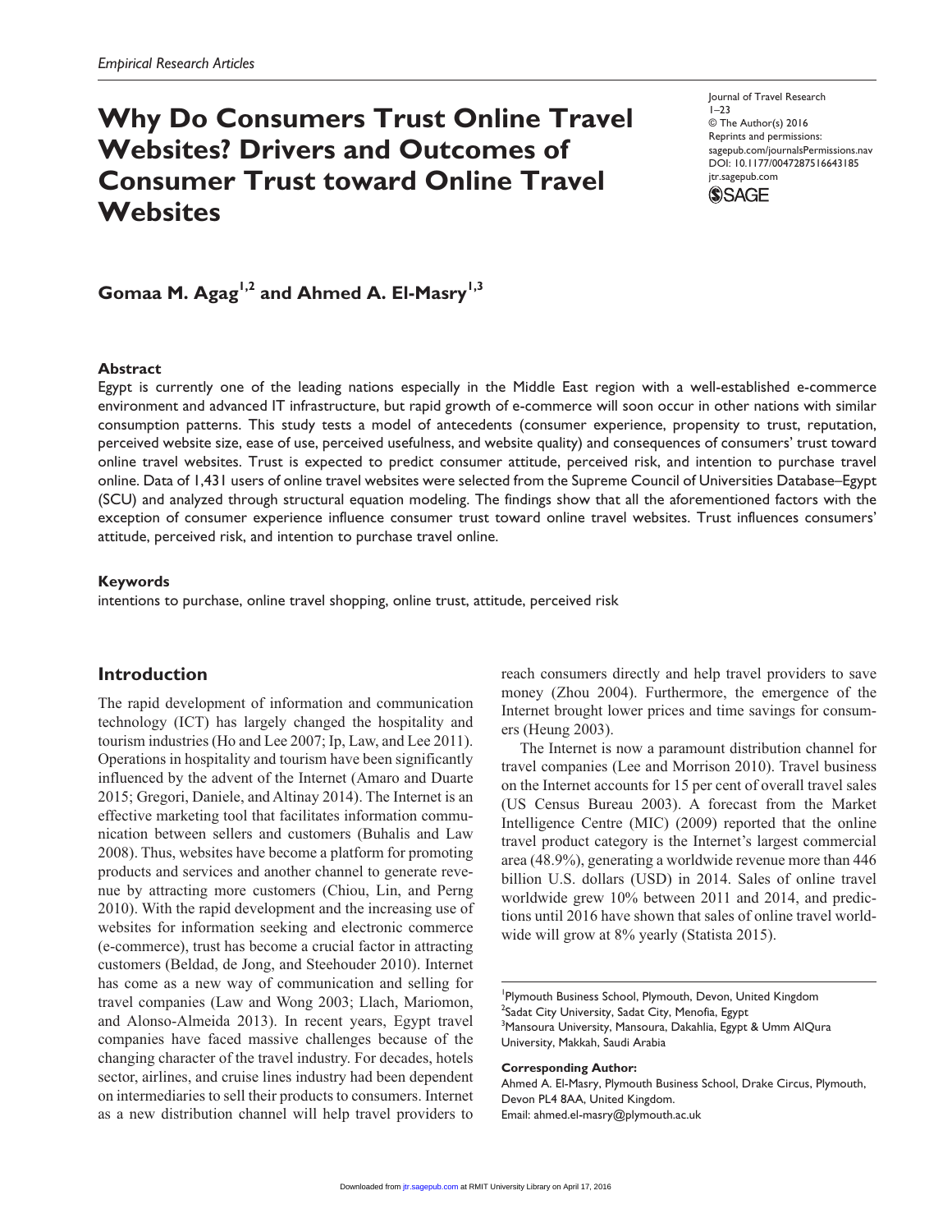*Empirical Research Articles*

# Why Do Consumers Trust Online Travel Websites? Drivers and Outcomes of Consumer Trust toward Online Travel Websites

Journal of Travel Research
1–23
© The Author(s) 2016
Reprints and permissions:
sagepub.com/journalsPermissions.nav
DOI: 10.1177/0047287516643185
jtr.sagepub.com

**Gomaa M. Agag[1,2] and Ahmed A. El-Masry[1,3]**

## Abstract

Egypt is currently one of the leading nations especially in the Middle East region with a well-established e-commerce environment and advanced IT infrastructure, but rapid growth of e-commerce will soon occur in other nations with similar consumption patterns. This study tests a model of antecedents (consumer experience, propensity to trust, reputation, perceived website size, ease of use, perceived usefulness, and website quality) and consequences of consumers' trust toward online travel websites. Trust is expected to predict consumer attitude, perceived risk, and intention to purchase travel online. Data of 1,431 users of online travel websites were selected from the Supreme Council of Universities Database–Egypt (SCU) and analyzed through structural equation modeling. The findings show that all the aforementioned factors with the exception of consumer experience influence consumer trust toward online travel websites. Trust influences consumers' attitude, perceived risk, and intention to purchase travel online.

## Keywords

intentions to purchase, online travel shopping, online trust, attitude, perceived risk

## Introduction

The rapid development of information and communication technology (ICT) has largely changed the hospitality and tourism industries (Ho and Lee 2007; Ip, Law, and Lee 2011). Operations in hospitality and tourism have been significantly influenced by the advent of the Internet (Amaro and Duarte 2015; Gregori, Daniele, and Altinay 2014). The Internet is an effective marketing tool that facilitates information communication between sellers and customers (Buhalis and Law 2008). Thus, websites have become a platform for promoting products and services and another channel to generate revenue by attracting more customers (Chiou, Lin, and Perng 2010). With the rapid development and the increasing use of websites for information seeking and electronic commerce (e-commerce), trust has become a crucial factor in attracting customers (Beldad, de Jong, and Steehouder 2010). Internet has come as a new way of communication and selling for travel companies (Law and Wong 2003; Llach, Mariomon, and Alonso-Almeida 2013). In recent years, Egypt travel companies have faced massive challenges because of the changing character of the travel industry. For decades, hotels sector, airlines, and cruise lines industry had been dependent on intermediaries to sell their products to consumers. Internet as a new distribution channel will help travel providers to reach consumers directly and help travel providers to save money (Zhou 2004). Furthermore, the emergence of the Internet brought lower prices and time savings for consumers (Heung 2003).

The Internet is now a paramount distribution channel for travel companies (Lee and Morrison 2010). Travel business on the Internet accounts for 15 per cent of overall travel sales (US Census Bureau 2003). A forecast from the Market Intelligence Centre (MIC) (2009) reported that the online travel product category is the Internet's largest commercial area (48.9%), generating a worldwide revenue more than 446 billion U.S. dollars (USD) in 2014. Sales of online travel worldwide grew 10% between 2011 and 2014, and predictions until 2016 have shown that sales of online travel worldwide will grow at 8% yearly (Statista 2015).

[1]Plymouth Business School, Plymouth, Devon, United Kingdom
[2]Sadat City University, Sadat City, Menofia, Egypt
[3]Mansoura University, Mansoura, Dakahlia, Egypt & Umm AlQura University, Makkah, Saudi Arabia

**Corresponding Author:**
Ahmed A. El-Masry, Plymouth Business School, Drake Circus, Plymouth, Devon PL4 8AA, United Kingdom.
Email: ahmed.el-masry@plymouth.ac.uk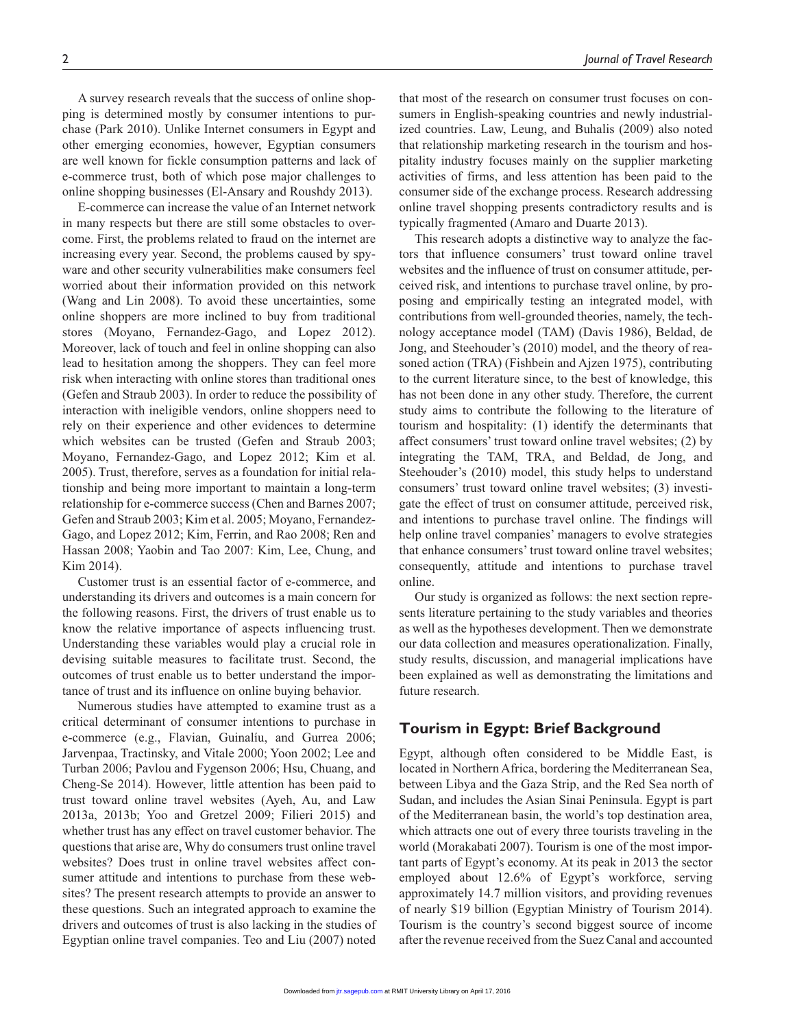A survey research reveals that the success of online shopping is determined mostly by consumer intentions to purchase (Park 2010). Unlike Internet consumers in Egypt and other emerging economies, however, Egyptian consumers are well known for fickle consumption patterns and lack of e-commerce trust, both of which pose major challenges to online shopping businesses (El-Ansary and Roushdy 2013).

E-commerce can increase the value of an Internet network in many respects but there are still some obstacles to overcome. First, the problems related to fraud on the internet are increasing every year. Second, the problems caused by spyware and other security vulnerabilities make consumers feel worried about their information provided on this network (Wang and Lin 2008). To avoid these uncertainties, some online shoppers are more inclined to buy from traditional stores (Moyano, Fernandez-Gago, and Lopez 2012). Moreover, lack of touch and feel in online shopping can also lead to hesitation among the shoppers. They can feel more risk when interacting with online stores than traditional ones (Gefen and Straub 2003). In order to reduce the possibility of interaction with ineligible vendors, online shoppers need to rely on their experience and other evidences to determine which websites can be trusted (Gefen and Straub 2003; Moyano, Fernandez-Gago, and Lopez 2012; Kim et al. 2005). Trust, therefore, serves as a foundation for initial relationship and being more important to maintain a long-term relationship for e-commerce success (Chen and Barnes 2007; Gefen and Straub 2003; Kim et al. 2005; Moyano, Fernandez-Gago, and Lopez 2012; Kim, Ferrin, and Rao 2008; Ren and Hassan 2008; Yaobin and Tao 2007: Kim, Lee, Chung, and Kim 2014).

Customer trust is an essential factor of e-commerce, and understanding its drivers and outcomes is a main concern for the following reasons. First, the drivers of trust enable us to know the relative importance of aspects influencing trust. Understanding these variables would play a crucial role in devising suitable measures to facilitate trust. Second, the outcomes of trust enable us to better understand the importance of trust and its influence on online buying behavior.

Numerous studies have attempted to examine trust as a critical determinant of consumer intentions to purchase in e-commerce (e.g., Flavian, Guinalíu, and Gurrea 2006; Jarvenpaa, Tractinsky, and Vitale 2000; Yoon 2002; Lee and Turban 2006; Pavlou and Fygenson 2006; Hsu, Chuang, and Cheng-Se 2014). However, little attention has been paid to trust toward online travel websites (Ayeh, Au, and Law 2013a, 2013b; Yoo and Gretzel 2009; Filieri 2015) and whether trust has any effect on travel customer behavior. The questions that arise are, Why do consumers trust online travel websites? Does trust in online travel websites affect consumer attitude and intentions to purchase from these websites? The present research attempts to provide an answer to these questions. Such an integrated approach to examine the drivers and outcomes of trust is also lacking in the studies of Egyptian online travel companies. Teo and Liu (2007) noted that most of the research on consumer trust focuses on consumers in English-speaking countries and newly industrialized countries. Law, Leung, and Buhalis (2009) also noted that relationship marketing research in the tourism and hospitality industry focuses mainly on the supplier marketing activities of firms, and less attention has been paid to the consumer side of the exchange process. Research addressing online travel shopping presents contradictory results and is typically fragmented (Amaro and Duarte 2013).

This research adopts a distinctive way to analyze the factors that influence consumers' trust toward online travel websites and the influence of trust on consumer attitude, perceived risk, and intentions to purchase travel online, by proposing and empirically testing an integrated model, with contributions from well-grounded theories, namely, the technology acceptance model (TAM) (Davis 1986), Beldad, de Jong, and Steehouder's (2010) model, and the theory of reasoned action (TRA) (Fishbein and Ajzen 1975), contributing to the current literature since, to the best of knowledge, this has not been done in any other study. Therefore, the current study aims to contribute the following to the literature of tourism and hospitality: (1) identify the determinants that affect consumers' trust toward online travel websites; (2) by integrating the TAM, TRA, and Beldad, de Jong, and Steehouder's (2010) model, this study helps to understand consumers' trust toward online travel websites; (3) investigate the effect of trust on consumer attitude, perceived risk, and intentions to purchase travel online. The findings will help online travel companies' managers to evolve strategies that enhance consumers' trust toward online travel websites; consequently, attitude and intentions to purchase travel online.

Our study is organized as follows: the next section represents literature pertaining to the study variables and theories as well as the hypotheses development. Then we demonstrate our data collection and measures operationalization. Finally, study results, discussion, and managerial implications have been explained as well as demonstrating the limitations and future research.

## Tourism in Egypt: Brief Background

Egypt, although often considered to be Middle East, is located in Northern Africa, bordering the Mediterranean Sea, between Libya and the Gaza Strip, and the Red Sea north of Sudan, and includes the Asian Sinai Peninsula. Egypt is part of the Mediterranean basin, the world's top destination area, which attracts one out of every three tourists traveling in the world (Morakabati 2007). Tourism is one of the most important parts of Egypt's economy. At its peak in 2013 the sector employed about 12.6% of Egypt's workforce, serving approximately 14.7 million visitors, and providing revenues of nearly $19 billion (Egyptian Ministry of Tourism 2014). Tourism is the country's second biggest source of income after the revenue received from the Suez Canal and accounted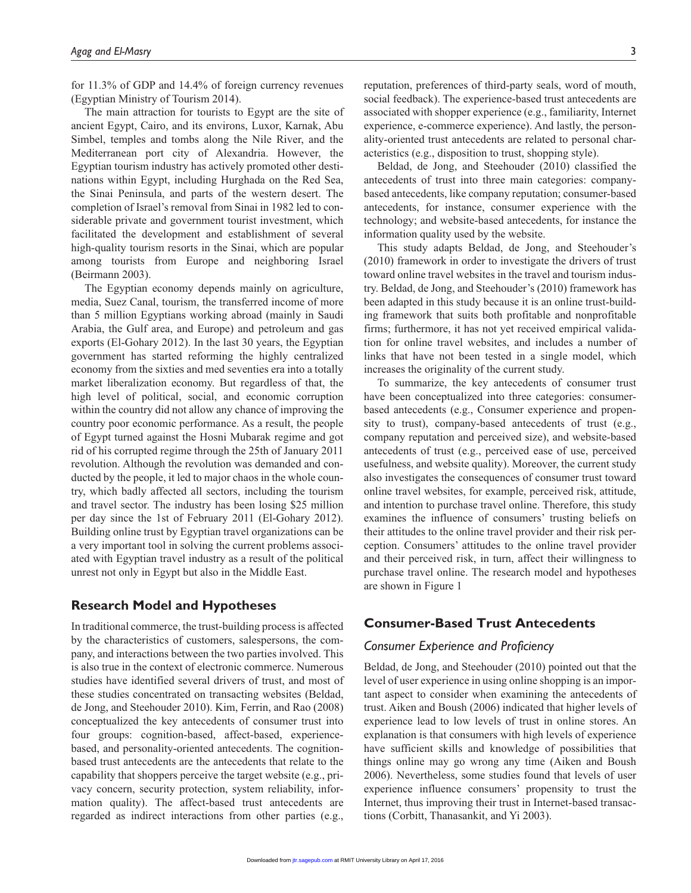for 11.3% of GDP and 14.4% of foreign currency revenues (Egyptian Ministry of Tourism 2014).

The main attraction for tourists to Egypt are the site of ancient Egypt, Cairo, and its environs, Luxor, Karnak, Abu Simbel, temples and tombs along the Nile River, and the Mediterranean port city of Alexandria. However, the Egyptian tourism industry has actively promoted other destinations within Egypt, including Hurghada on the Red Sea, the Sinai Peninsula, and parts of the western desert. The completion of Israel's removal from Sinai in 1982 led to considerable private and government tourist investment, which facilitated the development and establishment of several high-quality tourism resorts in the Sinai, which are popular among tourists from Europe and neighboring Israel (Beirmann 2003).

The Egyptian economy depends mainly on agriculture, media, Suez Canal, tourism, the transferred income of more than 5 million Egyptians working abroad (mainly in Saudi Arabia, the Gulf area, and Europe) and petroleum and gas exports (El-Gohary 2012). In the last 30 years, the Egyptian government has started reforming the highly centralized economy from the sixties and med seventies era into a totally market liberalization economy. But regardless of that, the high level of political, social, and economic corruption within the country did not allow any chance of improving the country poor economic performance. As a result, the people of Egypt turned against the Hosni Mubarak regime and got rid of his corrupted regime through the 25th of January 2011 revolution. Although the revolution was demanded and conducted by the people, it led to major chaos in the whole country, which badly affected all sectors, including the tourism and travel sector. The industry has been losing $25 million per day since the 1st of February 2011 (El-Gohary 2012). Building online trust by Egyptian travel organizations can be a very important tool in solving the current problems associated with Egyptian travel industry as a result of the political unrest not only in Egypt but also in the Middle East.

## Research Model and Hypotheses

In traditional commerce, the trust-building process is affected by the characteristics of customers, salespersons, the company, and interactions between the two parties involved. This is also true in the context of electronic commerce. Numerous studies have identified several drivers of trust, and most of these studies concentrated on transacting websites (Beldad, de Jong, and Steehouder 2010). Kim, Ferrin, and Rao (2008) conceptualized the key antecedents of consumer trust into four groups: cognition-based, affect-based, experience-based, and personality-oriented antecedents. The cognition-based trust antecedents are the antecedents that relate to the capability that shoppers perceive the target website (e.g., privacy concern, security protection, system reliability, information quality). The affect-based trust antecedents are regarded as indirect interactions from other parties (e.g., reputation, preferences of third-party seals, word of mouth, social feedback). The experience-based trust antecedents are associated with shopper experience (e.g., familiarity, Internet experience, e-commerce experience). And lastly, the personality-oriented trust antecedents are related to personal characteristics (e.g., disposition to trust, shopping style).

Beldad, de Jong, and Steehouder (2010) classified the antecedents of trust into three main categories: company-based antecedents, like company reputation; consumer-based antecedents, for instance, consumer experience with the technology; and website-based antecedents, for instance the information quality used by the website.

This study adapts Beldad, de Jong, and Steehouder's (2010) framework in order to investigate the drivers of trust toward online travel websites in the travel and tourism industry. Beldad, de Jong, and Steehouder's (2010) framework has been adapted in this study because it is an online trust-building framework that suits both profitable and nonprofitable firms; furthermore, it has not yet received empirical validation for online travel websites, and includes a number of links that have not been tested in a single model, which increases the originality of the current study.

To summarize, the key antecedents of consumer trust have been conceptualized into three categories: consumer-based antecedents (e.g., Consumer experience and propensity to trust), company-based antecedents of trust (e.g., company reputation and perceived size), and website-based antecedents of trust (e.g., perceived ease of use, perceived usefulness, and website quality). Moreover, the current study also investigates the consequences of consumer trust toward online travel websites, for example, perceived risk, attitude, and intention to purchase travel online. Therefore, this study examines the influence of consumers' trusting beliefs on their attitudes to the online travel provider and their risk perception. Consumers' attitudes to the online travel provider and their perceived risk, in turn, affect their willingness to purchase travel online. The research model and hypotheses are shown in Figure 1

## Consumer-Based Trust Antecedents

### *Consumer Experience and Proficiency*

Beldad, de Jong, and Steehouder (2010) pointed out that the level of user experience in using online shopping is an important aspect to consider when examining the antecedents of trust. Aiken and Boush (2006) indicated that higher levels of experience lead to low levels of trust in online stores. An explanation is that consumers with high levels of experience have sufficient skills and knowledge of possibilities that things online may go wrong any time (Aiken and Boush 2006). Nevertheless, some studies found that levels of user experience influence consumers' propensity to trust the Internet, thus improving their trust in Internet-based transactions (Corbitt, Thanasankit, and Yi 2003).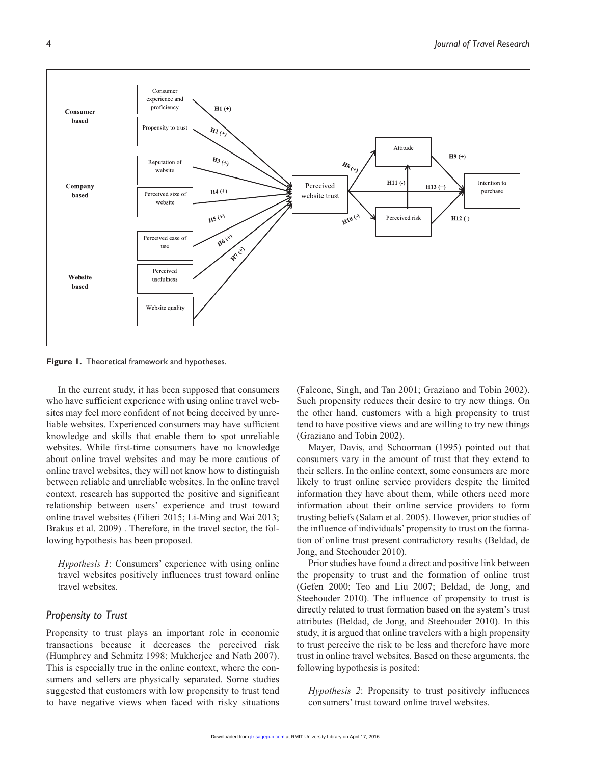Figure 1. Theoretical framework and hypotheses.

In the current study, it has been supposed that consumers who have sufficient experience with using online travel websites may feel more confident of not being deceived by unreliable websites. Experienced consumers may have sufficient knowledge and skills that enable them to spot unreliable websites. While first-time consumers have no knowledge about online travel websites and may be more cautious of online travel websites, they will not know how to distinguish between reliable and unreliable websites. In the online travel context, research has supported the positive and significant relationship between users' experience and trust toward online travel websites (Filieri 2015; Li-Ming and Wai 2013; Brakus et al. 2009) . Therefore, in the travel sector, the following hypothesis has been proposed.

> *Hypothesis 1*: Consumers' experience with using online travel websites positively influences trust toward online travel websites.

### Propensity to Trust

Propensity to trust plays an important role in economic transactions because it decreases the perceived risk (Humphrey and Schmitz 1998; Mukherjee and Nath 2007). This is especially true in the online context, where the consumers and sellers are physically separated. Some studies suggested that customers with low propensity to trust tend to have negative views when faced with risky situations (Falcone, Singh, and Tan 2001; Graziano and Tobin 2002). Such propensity reduces their desire to try new things. On the other hand, customers with a high propensity to trust tend to have positive views and are willing to try new things (Graziano and Tobin 2002).

Mayer, Davis, and Schoorman (1995) pointed out that consumers vary in the amount of trust that they extend to their sellers. In the online context, some consumers are more likely to trust online service providers despite the limited information they have about them, while others need more information about their online service providers to form trusting beliefs (Salam et al. 2005). However, prior studies of the influence of individuals' propensity to trust on the formation of online trust present contradictory results (Beldad, de Jong, and Steehouder 2010).

Prior studies have found a direct and positive link between the propensity to trust and the formation of online trust (Gefen 2000; Teo and Liu 2007; Beldad, de Jong, and Steehouder 2010). The influence of propensity to trust is directly related to trust formation based on the system's trust attributes (Beldad, de Jong, and Steehouder 2010). In this study, it is argued that online travelers with a high propensity to trust perceive the risk to be less and therefore have more trust in online travel websites. Based on these arguments, the following hypothesis is posited:

> *Hypothesis 2*: Propensity to trust positively influences consumers' trust toward online travel websites.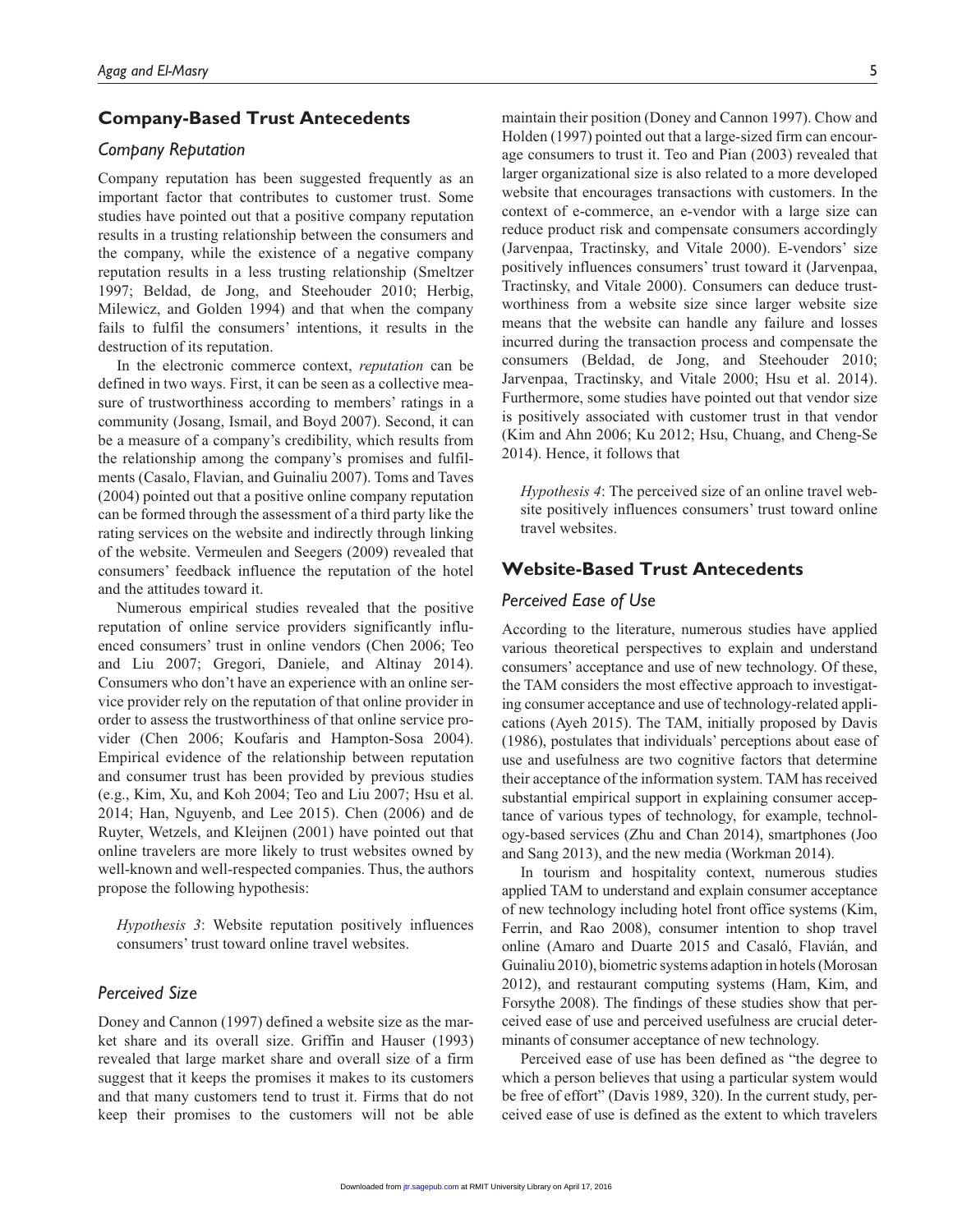## Company-Based Trust Antecedents

### *Company Reputation*

Company reputation has been suggested frequently as an important factor that contributes to customer trust. Some studies have pointed out that a positive company reputation results in a trusting relationship between the consumers and the company, while the existence of a negative company reputation results in a less trusting relationship (Smeltzer 1997; Beldad, de Jong, and Steehouder 2010; Herbig, Milewicz, and Golden 1994) and that when the company fails to fulfil the consumers' intentions, it results in the destruction of its reputation.

In the electronic commerce context, *reputation* can be defined in two ways. First, it can be seen as a collective measure of trustworthiness according to members' ratings in a community (Josang, Ismail, and Boyd 2007). Second, it can be a measure of a company's credibility, which results from the relationship among the company's promises and fulfilments (Casalo, Flavian, and Guinaliu 2007). Toms and Taves (2004) pointed out that a positive online company reputation can be formed through the assessment of a third party like the rating services on the website and indirectly through linking of the website. Vermeulen and Seegers (2009) revealed that consumers' feedback influence the reputation of the hotel and the attitudes toward it.

Numerous empirical studies revealed that the positive reputation of online service providers significantly influenced consumers' trust in online vendors (Chen 2006; Teo and Liu 2007; Gregori, Daniele, and Altinay 2014). Consumers who don't have an experience with an online service provider rely on the reputation of that online provider in order to assess the trustworthiness of that online service provider (Chen 2006; Koufaris and Hampton-Sosa 2004). Empirical evidence of the relationship between reputation and consumer trust has been provided by previous studies (e.g., Kim, Xu, and Koh 2004; Teo and Liu 2007; Hsu et al. 2014; Han, Nguyenb, and Lee 2015). Chen (2006) and de Ruyter, Wetzels, and Kleijnen (2001) have pointed out that online travelers are more likely to trust websites owned by well-known and well-respected companies. Thus, the authors propose the following hypothesis:

> *Hypothesis 3*: Website reputation positively influences consumers' trust toward online travel websites.

### *Perceived Size*

Doney and Cannon (1997) defined a website size as the market share and its overall size. Griffin and Hauser (1993) revealed that large market share and overall size of a firm suggest that it keeps the promises it makes to its customers and that many customers tend to trust it. Firms that do not keep their promises to the customers will not be able maintain their position (Doney and Cannon 1997). Chow and Holden (1997) pointed out that a large-sized firm can encourage consumers to trust it. Teo and Pian (2003) revealed that larger organizational size is also related to a more developed website that encourages transactions with customers. In the context of e-commerce, an e-vendor with a large size can reduce product risk and compensate consumers accordingly (Jarvenpaa, Tractinsky, and Vitale 2000). E-vendors' size positively influences consumers' trust toward it (Jarvenpaa, Tractinsky, and Vitale 2000). Consumers can deduce trustworthiness from a website size since larger website size means that the website can handle any failure and losses incurred during the transaction process and compensate the consumers (Beldad, de Jong, and Steehouder 2010; Jarvenpaa, Tractinsky, and Vitale 2000; Hsu et al. 2014). Furthermore, some studies have pointed out that vendor size is positively associated with customer trust in that vendor (Kim and Ahn 2006; Ku 2012; Hsu, Chuang, and Cheng-Se 2014). Hence, it follows that

> *Hypothesis 4*: The perceived size of an online travel website positively influences consumers' trust toward online travel websites.

## Website-Based Trust Antecedents

### *Perceived Ease of Use*

According to the literature, numerous studies have applied various theoretical perspectives to explain and understand consumers' acceptance and use of new technology. Of these, the TAM considers the most effective approach to investigating consumer acceptance and use of technology-related applications (Ayeh 2015). The TAM, initially proposed by Davis (1986), postulates that individuals' perceptions about ease of use and usefulness are two cognitive factors that determine their acceptance of the information system. TAM has received substantial empirical support in explaining consumer acceptance of various types of technology, for example, technology-based services (Zhu and Chan 2014), smartphones (Joo and Sang 2013), and the new media (Workman 2014).

In tourism and hospitality context, numerous studies applied TAM to understand and explain consumer acceptance of new technology including hotel front office systems (Kim, Ferrin, and Rao 2008), consumer intention to shop travel online (Amaro and Duarte 2015 and Casaló, Flavián, and Guinaliu 2010), biometric systems adaption in hotels (Morosan 2012), and restaurant computing systems (Ham, Kim, and Forsythe 2008). The findings of these studies show that perceived ease of use and perceived usefulness are crucial determinants of consumer acceptance of new technology.

Perceived ease of use has been defined as "the degree to which a person believes that using a particular system would be free of effort" (Davis 1989, 320). In the current study, perceived ease of use is defined as the extent to which travelers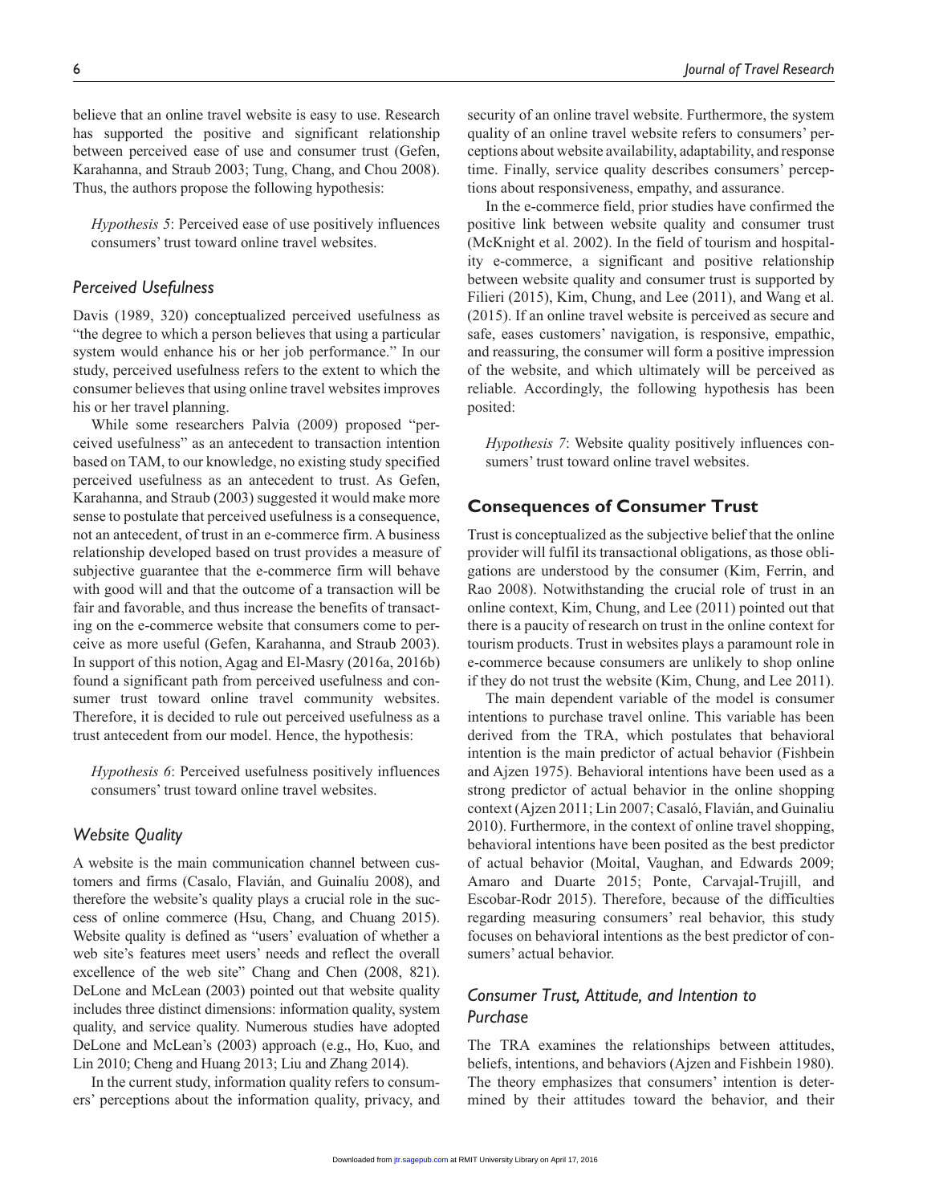believe that an online travel website is easy to use. Research has supported the positive and significant relationship between perceived ease of use and consumer trust (Gefen, Karahanna, and Straub 2003; Tung, Chang, and Chou 2008). Thus, the authors propose the following hypothesis:

> *Hypothesis 5*: Perceived ease of use positively influences consumers' trust toward online travel websites.

### *Perceived Usefulness*

Davis (1989, 320) conceptualized perceived usefulness as "the degree to which a person believes that using a particular system would enhance his or her job performance." In our study, perceived usefulness refers to the extent to which the consumer believes that using online travel websites improves his or her travel planning.

While some researchers Palvia (2009) proposed "perceived usefulness" as an antecedent to transaction intention based on TAM, to our knowledge, no existing study specified perceived usefulness as an antecedent to trust. As Gefen, Karahanna, and Straub (2003) suggested it would make more sense to postulate that perceived usefulness is a consequence, not an antecedent, of trust in an e-commerce firm. A business relationship developed based on trust provides a measure of subjective guarantee that the e-commerce firm will behave with good will and that the outcome of a transaction will be fair and favorable, and thus increase the benefits of transacting on the e-commerce website that consumers come to perceive as more useful (Gefen, Karahanna, and Straub 2003). In support of this notion, Agag and El-Masry (2016a, 2016b) found a significant path from perceived usefulness and consumer trust toward online travel community websites. Therefore, it is decided to rule out perceived usefulness as a trust antecedent from our model. Hence, the hypothesis:

> *Hypothesis 6*: Perceived usefulness positively influences consumers' trust toward online travel websites.

### *Website Quality*

A website is the main communication channel between customers and firms (Casalo, Flavián, and Guinalíu 2008), and therefore the website's quality plays a crucial role in the success of online commerce (Hsu, Chang, and Chuang 2015). Website quality is defined as "users' evaluation of whether a web site's features meet users' needs and reflect the overall excellence of the web site" Chang and Chen (2008, 821). DeLone and McLean (2003) pointed out that website quality includes three distinct dimensions: information quality, system quality, and service quality. Numerous studies have adopted DeLone and McLean's (2003) approach (e.g., Ho, Kuo, and Lin 2010; Cheng and Huang 2013; Liu and Zhang 2014).

In the current study, information quality refers to consumers' perceptions about the information quality, privacy, and security of an online travel website. Furthermore, the system quality of an online travel website refers to consumers' perceptions about website availability, adaptability, and response time. Finally, service quality describes consumers' perceptions about responsiveness, empathy, and assurance.

In the e-commerce field, prior studies have confirmed the positive link between website quality and consumer trust (McKnight et al. 2002). In the field of tourism and hospitality e-commerce, a significant and positive relationship between website quality and consumer trust is supported by Filieri (2015), Kim, Chung, and Lee (2011), and Wang et al. (2015). If an online travel website is perceived as secure and safe, eases customers' navigation, is responsive, empathic, and reassuring, the consumer will form a positive impression of the website, and which ultimately will be perceived as reliable. Accordingly, the following hypothesis has been posited:

> *Hypothesis 7*: Website quality positively influences consumers' trust toward online travel websites.

## Consequences of Consumer Trust

Trust is conceptualized as the subjective belief that the online provider will fulfil its transactional obligations, as those obligations are understood by the consumer (Kim, Ferrin, and Rao 2008). Notwithstanding the crucial role of trust in an online context, Kim, Chung, and Lee (2011) pointed out that there is a paucity of research on trust in the online context for tourism products. Trust in websites plays a paramount role in e-commerce because consumers are unlikely to shop online if they do not trust the website (Kim, Chung, and Lee 2011).

The main dependent variable of the model is consumer intentions to purchase travel online. This variable has been derived from the TRA, which postulates that behavioral intention is the main predictor of actual behavior (Fishbein and Ajzen 1975). Behavioral intentions have been used as a strong predictor of actual behavior in the online shopping context (Ajzen 2011; Lin 2007; Casaló, Flavián, and Guinaliu 2010). Furthermore, in the context of online travel shopping, behavioral intentions have been posited as the best predictor of actual behavior (Moital, Vaughan, and Edwards 2009; Amaro and Duarte 2015; Ponte, Carvajal-Trujill, and Escobar-Rodr 2015). Therefore, because of the difficulties regarding measuring consumers' real behavior, this study focuses on behavioral intentions as the best predictor of consumers' actual behavior.

### *Consumer Trust, Attitude, and Intention to Purchase*

The TRA examines the relationships between attitudes, beliefs, intentions, and behaviors (Ajzen and Fishbein 1980). The theory emphasizes that consumers' intention is determined by their attitudes toward the behavior, and their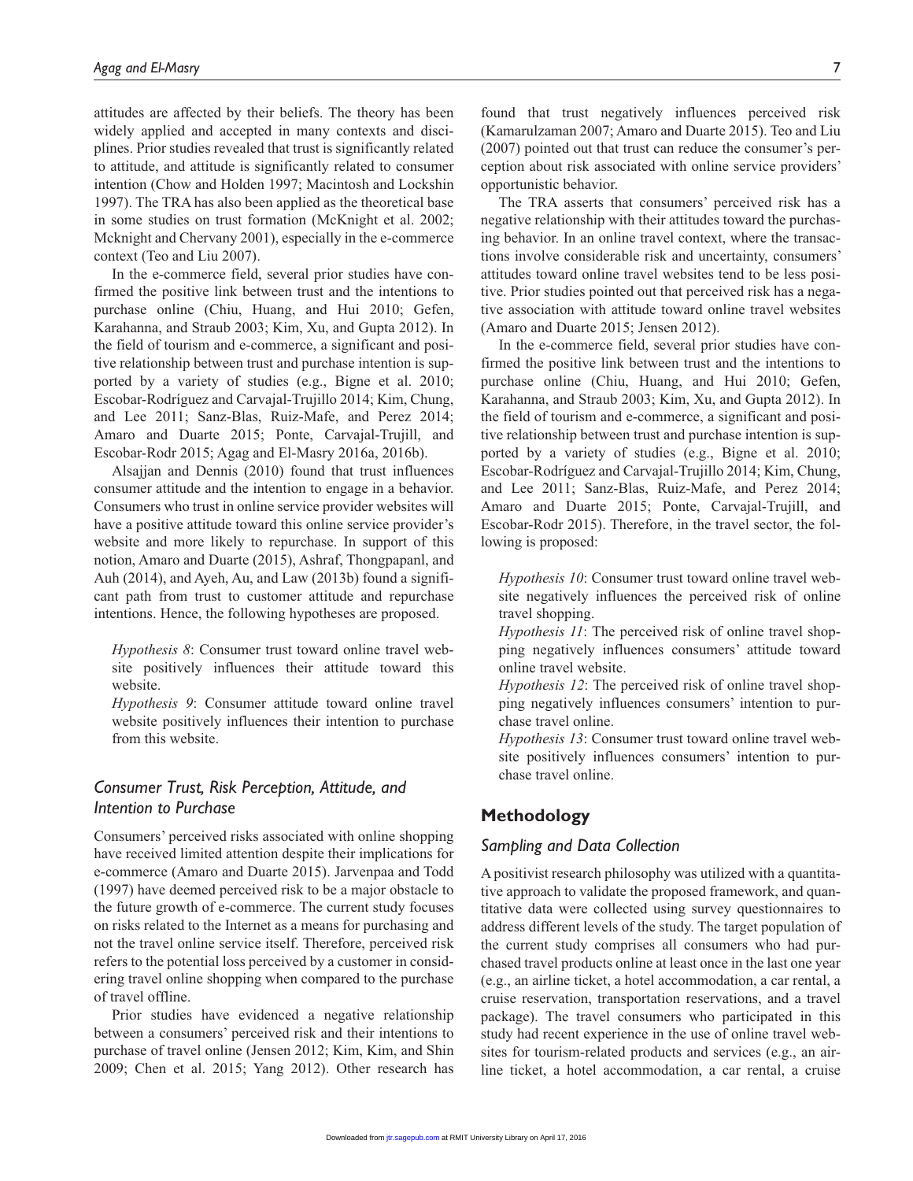attitudes are affected by their beliefs. The theory has been widely applied and accepted in many contexts and disciplines. Prior studies revealed that trust is significantly related to attitude, and attitude is significantly related to consumer intention (Chow and Holden 1997; Macintosh and Lockshin 1997). The TRA has also been applied as the theoretical base in some studies on trust formation (McKnight et al. 2002; Mcknight and Chervany 2001), especially in the e-commerce context (Teo and Liu 2007).

In the e-commerce field, several prior studies have confirmed the positive link between trust and the intentions to purchase online (Chiu, Huang, and Hui 2010; Gefen, Karahanna, and Straub 2003; Kim, Xu, and Gupta 2012). In the field of tourism and e-commerce, a significant and positive relationship between trust and purchase intention is supported by a variety of studies (e.g., Bigne et al. 2010; Escobar-Rodríguez and Carvajal-Trujillo 2014; Kim, Chung, and Lee 2011; Sanz-Blas, Ruiz-Mafe, and Perez 2014; Amaro and Duarte 2015; Ponte, Carvajal-Trujill, and Escobar-Rodr 2015; Agag and El-Masry 2016a, 2016b).

Alsajjan and Dennis (2010) found that trust influences consumer attitude and the intention to engage in a behavior. Consumers who trust in online service provider websites will have a positive attitude toward this online service provider's website and more likely to repurchase. In support of this notion, Amaro and Duarte (2015), Ashraf, Thongpapanl, and Auh (2014), and Ayeh, Au, and Law (2013b) found a significant path from trust to customer attitude and repurchase intentions. Hence, the following hypotheses are proposed.

> *Hypothesis 8*: Consumer trust toward online travel website positively influences their attitude toward this website.
>
> *Hypothesis 9*: Consumer attitude toward online travel website positively influences their intention to purchase from this website.

### *Consumer Trust, Risk Perception, Attitude, and Intention to Purchase*

Consumers' perceived risks associated with online shopping have received limited attention despite their implications for e-commerce (Amaro and Duarte 2015). Jarvenpaa and Todd (1997) have deemed perceived risk to be a major obstacle to the future growth of e-commerce. The current study focuses on risks related to the Internet as a means for purchasing and not the travel online service itself. Therefore, perceived risk refers to the potential loss perceived by a customer in considering travel online shopping when compared to the purchase of travel offline.

Prior studies have evidenced a negative relationship between a consumers' perceived risk and their intentions to purchase of travel online (Jensen 2012; Kim, Kim, and Shin 2009; Chen et al. 2015; Yang 2012). Other research has found that trust negatively influences perceived risk (Kamarulzaman 2007; Amaro and Duarte 2015). Teo and Liu (2007) pointed out that trust can reduce the consumer's perception about risk associated with online service providers' opportunistic behavior.

The TRA asserts that consumers' perceived risk has a negative relationship with their attitudes toward the purchasing behavior. In an online travel context, where the transactions involve considerable risk and uncertainty, consumers' attitudes toward online travel websites tend to be less positive. Prior studies pointed out that perceived risk has a negative association with attitude toward online travel websites (Amaro and Duarte 2015; Jensen 2012).

In the e-commerce field, several prior studies have confirmed the positive link between trust and the intentions to purchase online (Chiu, Huang, and Hui 2010; Gefen, Karahanna, and Straub 2003; Kim, Xu, and Gupta 2012). In the field of tourism and e-commerce, a significant and positive relationship between trust and purchase intention is supported by a variety of studies (e.g., Bigne et al. 2010; Escobar-Rodríguez and Carvajal-Trujillo 2014; Kim, Chung, and Lee 2011; Sanz-Blas, Ruiz-Mafe, and Perez 2014; Amaro and Duarte 2015; Ponte, Carvajal-Trujill, and Escobar-Rodr 2015). Therefore, in the travel sector, the following is proposed:

> *Hypothesis 10*: Consumer trust toward online travel website negatively influences the perceived risk of online travel shopping.
>
> *Hypothesis 11*: The perceived risk of online travel shopping negatively influences consumers' attitude toward online travel website.
>
> *Hypothesis 12*: The perceived risk of online travel shopping negatively influences consumers' intention to purchase travel online.
>
> *Hypothesis 13*: Consumer trust toward online travel website positively influences consumers' intention to purchase travel online.

## Methodology

### *Sampling and Data Collection*

A positivist research philosophy was utilized with a quantitative approach to validate the proposed framework, and quantitative data were collected using survey questionnaires to address different levels of the study. The target population of the current study comprises all consumers who had purchased travel products online at least once in the last one year (e.g., an airline ticket, a hotel accommodation, a car rental, a cruise reservation, transportation reservations, and a travel package). The travel consumers who participated in this study had recent experience in the use of online travel websites for tourism-related products and services (e.g., an airline ticket, a hotel accommodation, a car rental, a cruise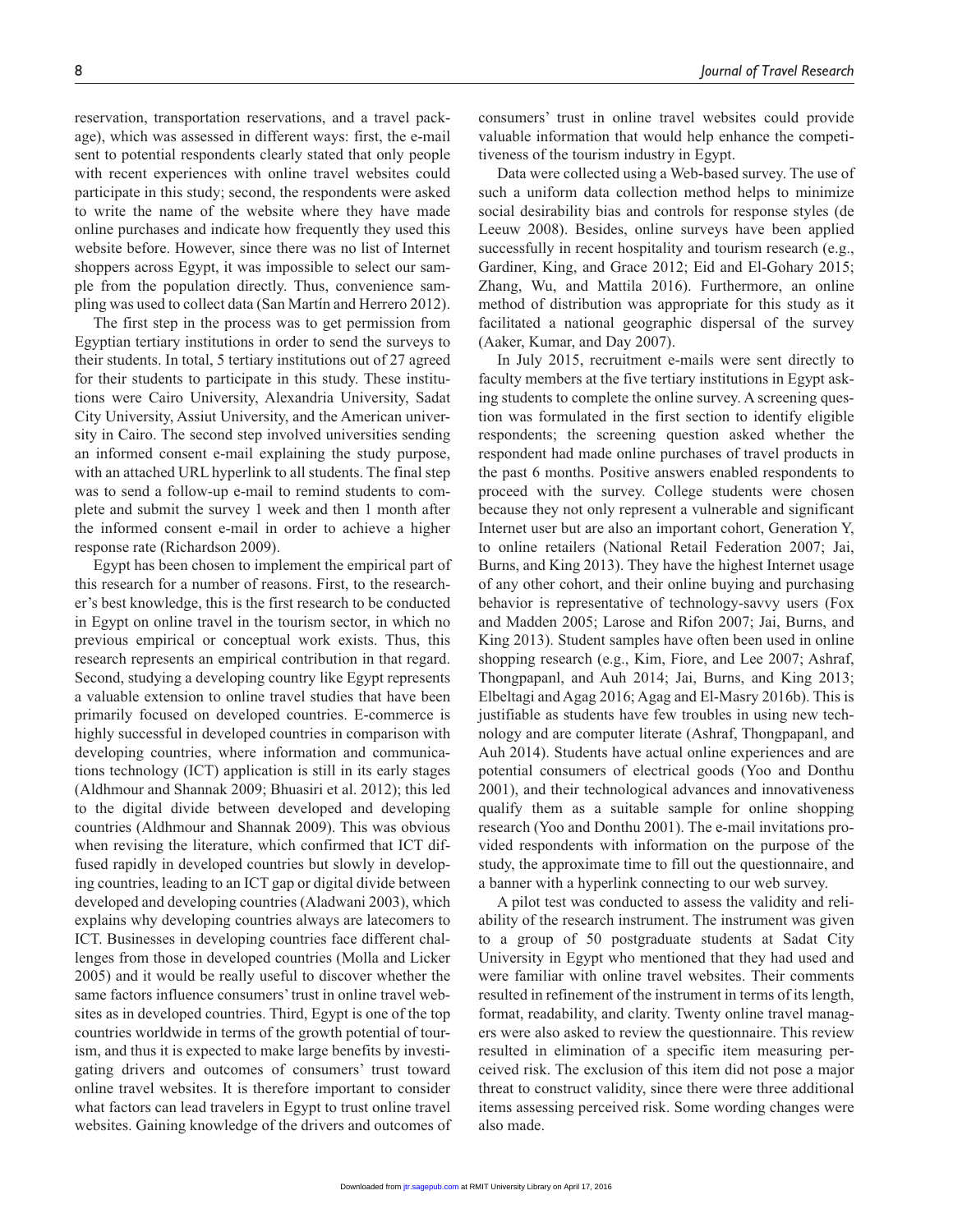reservation, transportation reservations, and a travel package), which was assessed in different ways: first, the e-mail sent to potential respondents clearly stated that only people with recent experiences with online travel websites could participate in this study; second, the respondents were asked to write the name of the website where they have made online purchases and indicate how frequently they used this website before. However, since there was no list of Internet shoppers across Egypt, it was impossible to select our sample from the population directly. Thus, convenience sampling was used to collect data (San Martín and Herrero 2012).

The first step in the process was to get permission from Egyptian tertiary institutions in order to send the surveys to their students. In total, 5 tertiary institutions out of 27 agreed for their students to participate in this study. These institutions were Cairo University, Alexandria University, Sadat City University, Assiut University, and the American university in Cairo. The second step involved universities sending an informed consent e-mail explaining the study purpose, with an attached URL hyperlink to all students. The final step was to send a follow-up e-mail to remind students to complete and submit the survey 1 week and then 1 month after the informed consent e-mail in order to achieve a higher response rate (Richardson 2009).

Egypt has been chosen to implement the empirical part of this research for a number of reasons. First, to the researcher's best knowledge, this is the first research to be conducted in Egypt on online travel in the tourism sector, in which no previous empirical or conceptual work exists. Thus, this research represents an empirical contribution in that regard. Second, studying a developing country like Egypt represents a valuable extension to online travel studies that have been primarily focused on developed countries. E-commerce is highly successful in developed countries in comparison with developing countries, where information and communications technology (ICT) application is still in its early stages (Aldhmour and Shannak 2009; Bhuasiri et al. 2012); this led to the digital divide between developed and developing countries (Aldhmour and Shannak 2009). This was obvious when revising the literature, which confirmed that ICT diffused rapidly in developed countries but slowly in developing countries, leading to an ICT gap or digital divide between developed and developing countries (Aladwani 2003), which explains why developing countries always are latecomers to ICT. Businesses in developing countries face different challenges from those in developed countries (Molla and Licker 2005) and it would be really useful to discover whether the same factors influence consumers' trust in online travel websites as in developed countries. Third, Egypt is one of the top countries worldwide in terms of the growth potential of tourism, and thus it is expected to make large benefits by investigating drivers and outcomes of consumers' trust toward online travel websites. It is therefore important to consider what factors can lead travelers in Egypt to trust online travel websites. Gaining knowledge of the drivers and outcomes of consumers' trust in online travel websites could provide valuable information that would help enhance the competitiveness of the tourism industry in Egypt.

Data were collected using a Web-based survey. The use of such a uniform data collection method helps to minimize social desirability bias and controls for response styles (de Leeuw 2008). Besides, online surveys have been applied successfully in recent hospitality and tourism research (e.g., Gardiner, King, and Grace 2012; Eid and El-Gohary 2015; Zhang, Wu, and Mattila 2016). Furthermore, an online method of distribution was appropriate for this study as it facilitated a national geographic dispersal of the survey (Aaker, Kumar, and Day 2007).

In July 2015, recruitment e-mails were sent directly to faculty members at the five tertiary institutions in Egypt asking students to complete the online survey. A screening question was formulated in the first section to identify eligible respondents; the screening question asked whether the respondent had made online purchases of travel products in the past 6 months. Positive answers enabled respondents to proceed with the survey. College students were chosen because they not only represent a vulnerable and significant Internet user but are also an important cohort, Generation Y, to online retailers (National Retail Federation 2007; Jai, Burns, and King 2013). They have the highest Internet usage of any other cohort, and their online buying and purchasing behavior is representative of technology-savvy users (Fox and Madden 2005; Larose and Rifon 2007; Jai, Burns, and King 2013). Student samples have often been used in online shopping research (e.g., Kim, Fiore, and Lee 2007; Ashraf, Thongpapanl, and Auh 2014; Jai, Burns, and King 2013; Elbeltagi and Agag 2016; Agag and El-Masry 2016b). This is justifiable as students have few troubles in using new technology and are computer literate (Ashraf, Thongpapanl, and Auh 2014). Students have actual online experiences and are potential consumers of electrical goods (Yoo and Donthu 2001), and their technological advances and innovativeness qualify them as a suitable sample for online shopping research (Yoo and Donthu 2001). The e-mail invitations provided respondents with information on the purpose of the study, the approximate time to fill out the questionnaire, and a banner with a hyperlink connecting to our web survey.

A pilot test was conducted to assess the validity and reliability of the research instrument. The instrument was given to a group of 50 postgraduate students at Sadat City University in Egypt who mentioned that they had used and were familiar with online travel websites. Their comments resulted in refinement of the instrument in terms of its length, format, readability, and clarity. Twenty online travel managers were also asked to review the questionnaire. This review resulted in elimination of a specific item measuring perceived risk. The exclusion of this item did not pose a major threat to construct validity, since there were three additional items assessing perceived risk. Some wording changes were also made.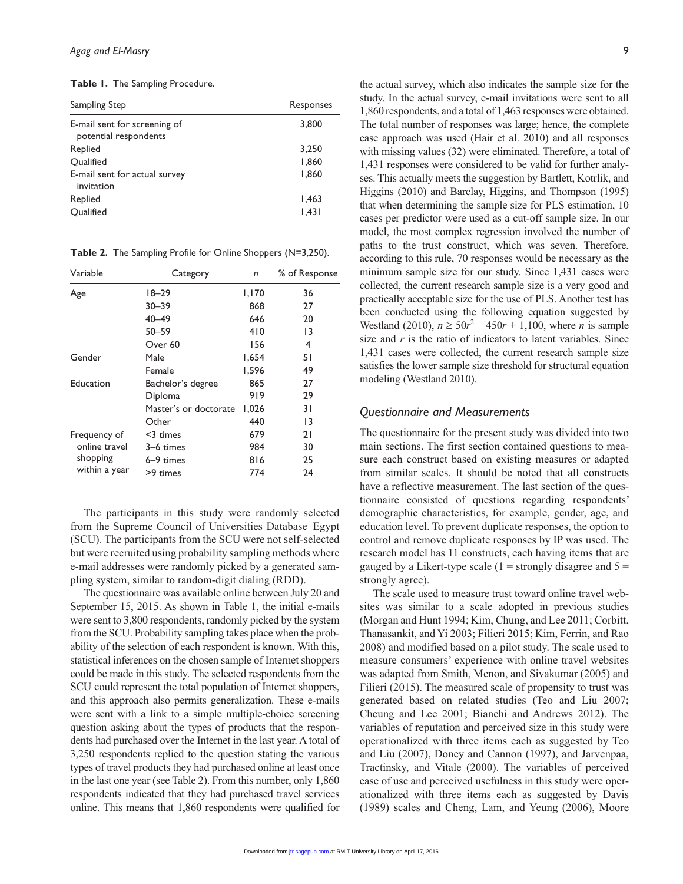**Table 1.** The Sampling Procedure.

| Sampling Step | Responses |
|---|---|
| E-mail sent for screening of potential respondents | 3,800 |
| Replied | 3,250 |
| Qualified | 1,860 |
| E-mail sent for actual survey invitation | 1,860 |
| Replied | 1,463 |
| Qualified | 1,431 |

**Table 2.** The Sampling Profile for Online Shoppers (N=3,250).

| Variable | Category | *n* | % of Response |
|---|---|---|---|
| Age | 18–29 | 1,170 | 36 |
| | 30–39 | 868 | 27 |
| | 40–49 | 646 | 20 |
| | 50–59 | 410 | 13 |
| | Over 60 | 156 | 4 |
| Gender | Male | 1,654 | 51 |
| | Female | 1,596 | 49 |
| Education | Bachelor's degree | 865 | 27 |
| | Diploma | 919 | 29 |
| | Master's or doctorate | 1,026 | 31 |
| | Other | 440 | 13 |
| Frequency of online travel shopping within a year | <3 times | 679 | 21 |
| | 3–6 times | 984 | 30 |
| | 6–9 times | 816 | 25 |
| | >9 times | 774 | 24 |

The participants in this study were randomly selected from the Supreme Council of Universities Database–Egypt (SCU). The participants from the SCU were not self-selected but were recruited using probability sampling methods where e-mail addresses were randomly picked by a generated sampling system, similar to random-digit dialing (RDD).

The questionnaire was available online between July 20 and September 15, 2015. As shown in Table 1, the initial e-mails were sent to 3,800 respondents, randomly picked by the system from the SCU. Probability sampling takes place when the probability of the selection of each respondent is known. With this, statistical inferences on the chosen sample of Internet shoppers could be made in this study. The selected respondents from the SCU could represent the total population of Internet shoppers, and this approach also permits generalization. These e-mails were sent with a link to a simple multiple-choice screening question asking about the types of products that the respondents had purchased over the Internet in the last year. A total of 3,250 respondents replied to the question stating the various types of travel products they had purchased online at least once in the last one year (see Table 2). From this number, only 1,860 respondents indicated that they had purchased travel services online. This means that 1,860 respondents were qualified for the actual survey, which also indicates the sample size for the study. In the actual survey, e-mail invitations were sent to all 1,860 respondents, and a total of 1,463 responses were obtained. The total number of responses was large; hence, the complete case approach was used (Hair et al. 2010) and all responses with missing values (32) were eliminated. Therefore, a total of 1,431 responses were considered to be valid for further analyses. This actually meets the suggestion by Bartlett, Kotrlik, and Higgins (2010) and Barclay, Higgins, and Thompson (1995) that when determining the sample size for PLS estimation, 10 cases per predictor were used as a cut-off sample size. In our model, the most complex regression involved the number of paths to the trust construct, which was seven. Therefore, according to this rule, 70 responses would be necessary as the minimum sample size for our study. Since 1,431 cases were collected, the current research sample size is a very good and practically acceptable size for the use of PLS. Another test has been conducted using the following equation suggested by Westland (2010), $n \geq 50r^2 - 450r + 1{,}100$, where $n$ is sample size and $r$ is the ratio of indicators to latent variables. Since 1,431 cases were collected, the current research sample size satisfies the lower sample size threshold for structural equation modeling (Westland 2010).

### *Questionnaire and Measurements*

The questionnaire for the present study was divided into two main sections. The first section contained questions to measure each construct based on existing measures or adapted from similar scales. It should be noted that all constructs have a reflective measurement. The last section of the questionnaire consisted of questions regarding respondents' demographic characteristics, for example, gender, age, and education level. To prevent duplicate responses, the option to control and remove duplicate responses by IP was used. The research model has 11 constructs, each having items that are gauged by a Likert-type scale (1 = strongly disagree and 5 = strongly agree).

The scale used to measure trust toward online travel websites was similar to a scale adopted in previous studies (Morgan and Hunt 1994; Kim, Chung, and Lee 2011; Corbitt, Thanasankit, and Yi 2003; Filieri 2015; Kim, Ferrin, and Rao 2008) and modified based on a pilot study. The scale used to measure consumers' experience with online travel websites was adapted from Smith, Menon, and Sivakumar (2005) and Filieri (2015). The measured scale of propensity to trust was generated based on related studies (Teo and Liu 2007; Cheung and Lee 2001; Bianchi and Andrews 2012). The variables of reputation and perceived size in this study were operationalized with three items each as suggested by Teo and Liu (2007), Doney and Cannon (1997), and Jarvenpaa, Tractinsky, and Vitale (2000). The variables of perceived ease of use and perceived usefulness in this study were operationalized with three items each as suggested by Davis (1989) scales and Cheng, Lam, and Yeung (2006), Moore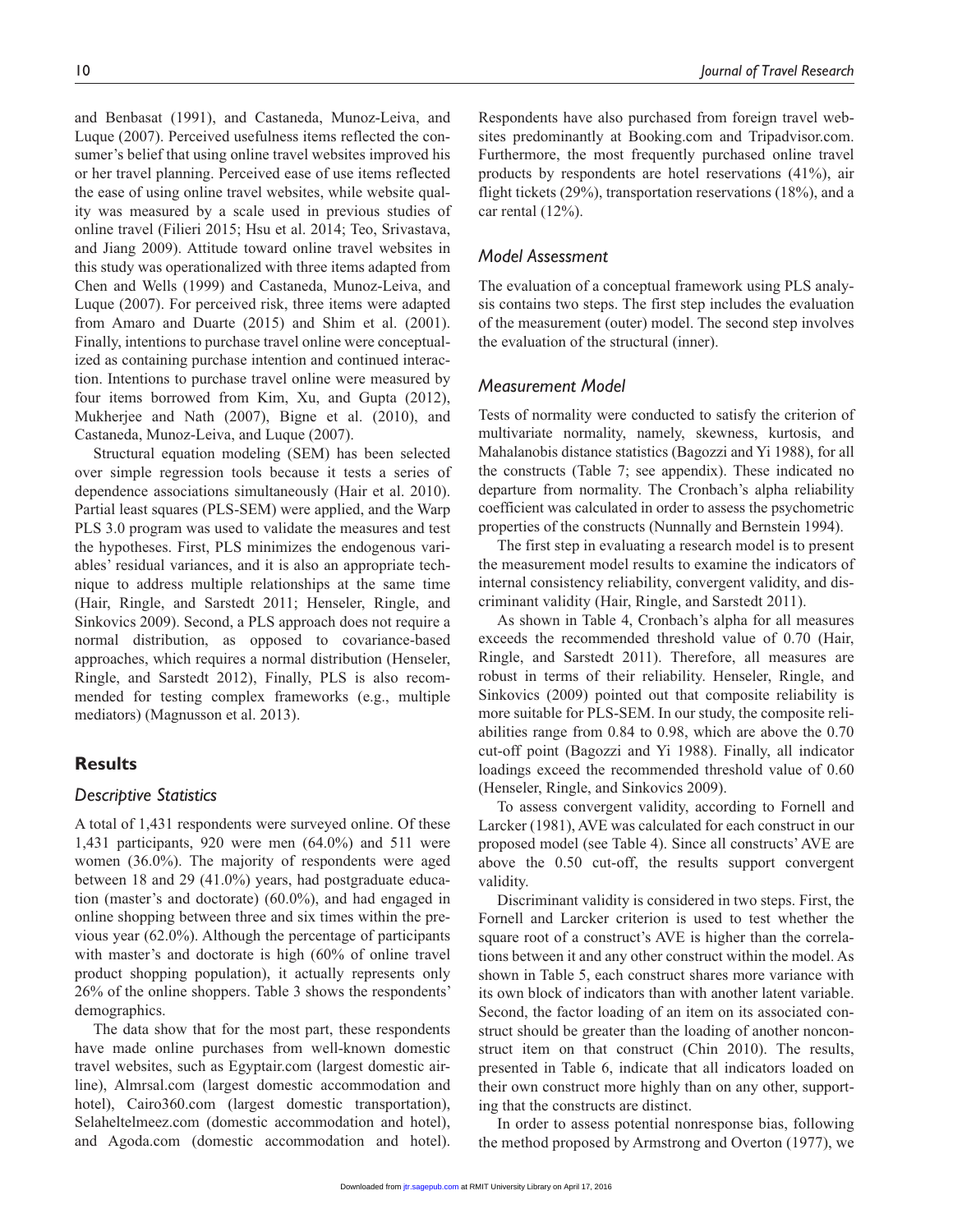and Benbasat (1991), and Castaneda, Munoz-Leiva, and Luque (2007). Perceived usefulness items reflected the consumer's belief that using online travel websites improved his or her travel planning. Perceived ease of use items reflected the ease of using online travel websites, while website quality was measured by a scale used in previous studies of online travel (Filieri 2015; Hsu et al. 2014; Teo, Srivastava, and Jiang 2009). Attitude toward online travel websites in this study was operationalized with three items adapted from Chen and Wells (1999) and Castaneda, Munoz-Leiva, and Luque (2007). For perceived risk, three items were adapted from Amaro and Duarte (2015) and Shim et al. (2001). Finally, intentions to purchase travel online were conceptualized as containing purchase intention and continued interaction. Intentions to purchase travel online were measured by four items borrowed from Kim, Xu, and Gupta (2012), Mukherjee and Nath (2007), Bigne et al. (2010), and Castaneda, Munoz-Leiva, and Luque (2007).

Structural equation modeling (SEM) has been selected over simple regression tools because it tests a series of dependence associations simultaneously (Hair et al. 2010). Partial least squares (PLS-SEM) were applied, and the Warp PLS 3.0 program was used to validate the measures and test the hypotheses. First, PLS minimizes the endogenous variables' residual variances, and it is also an appropriate technique to address multiple relationships at the same time (Hair, Ringle, and Sarstedt 2011; Henseler, Ringle, and Sinkovics 2009). Second, a PLS approach does not require a normal distribution, as opposed to covariance-based approaches, which requires a normal distribution (Henseler, Ringle, and Sarstedt 2012), Finally, PLS is also recommended for testing complex frameworks (e.g., multiple mediators) (Magnusson et al. 2013).

## Results

### Descriptive Statistics

A total of 1,431 respondents were surveyed online. Of these 1,431 participants, 920 were men (64.0%) and 511 were women (36.0%). The majority of respondents were aged between 18 and 29 (41.0%) years, had postgraduate education (master's and doctorate) (60.0%), and had engaged in online shopping between three and six times within the previous year (62.0%). Although the percentage of participants with master's and doctorate is high (60% of online travel product shopping population), it actually represents only 26% of the online shoppers. Table 3 shows the respondents' demographics.

The data show that for the most part, these respondents have made online purchases from well-known domestic travel websites, such as Egyptair.com (largest domestic airline), Almrsal.com (largest domestic accommodation and hotel), Cairo360.com (largest domestic transportation), Selaheltelmeez.com (domestic accommodation and hotel), and Agoda.com (domestic accommodation and hotel). Respondents have also purchased from foreign travel websites predominantly at Booking.com and Tripadvisor.com. Furthermore, the most frequently purchased online travel products by respondents are hotel reservations (41%), air flight tickets (29%), transportation reservations (18%), and a car rental (12%).

### Model Assessment

The evaluation of a conceptual framework using PLS analysis contains two steps. The first step includes the evaluation of the measurement (outer) model. The second step involves the evaluation of the structural (inner).

### Measurement Model

Tests of normality were conducted to satisfy the criterion of multivariate normality, namely, skewness, kurtosis, and Mahalanobis distance statistics (Bagozzi and Yi 1988), for all the constructs (Table 7; see appendix). These indicated no departure from normality. The Cronbach's alpha reliability coefficient was calculated in order to assess the psychometric properties of the constructs (Nunnally and Bernstein 1994).

The first step in evaluating a research model is to present the measurement model results to examine the indicators of internal consistency reliability, convergent validity, and discriminant validity (Hair, Ringle, and Sarstedt 2011).

As shown in Table 4, Cronbach's alpha for all measures exceeds the recommended threshold value of 0.70 (Hair, Ringle, and Sarstedt 2011). Therefore, all measures are robust in terms of their reliability. Henseler, Ringle, and Sinkovics (2009) pointed out that composite reliability is more suitable for PLS-SEM. In our study, the composite reliabilities range from 0.84 to 0.98, which are above the 0.70 cut-off point (Bagozzi and Yi 1988). Finally, all indicator loadings exceed the recommended threshold value of 0.60 (Henseler, Ringle, and Sinkovics 2009).

To assess convergent validity, according to Fornell and Larcker (1981), AVE was calculated for each construct in our proposed model (see Table 4). Since all constructs' AVE are above the 0.50 cut-off, the results support convergent validity.

Discriminant validity is considered in two steps. First, the Fornell and Larcker criterion is used to test whether the square root of a construct's AVE is higher than the correlations between it and any other construct within the model. As shown in Table 5, each construct shares more variance with its own block of indicators than with another latent variable. Second, the factor loading of an item on its associated construct should be greater than the loading of another nonconstruct item on that construct (Chin 2010). The results, presented in Table 6, indicate that all indicators loaded on their own construct more highly than on any other, supporting that the constructs are distinct.

In order to assess potential nonresponse bias, following the method proposed by Armstrong and Overton (1977), we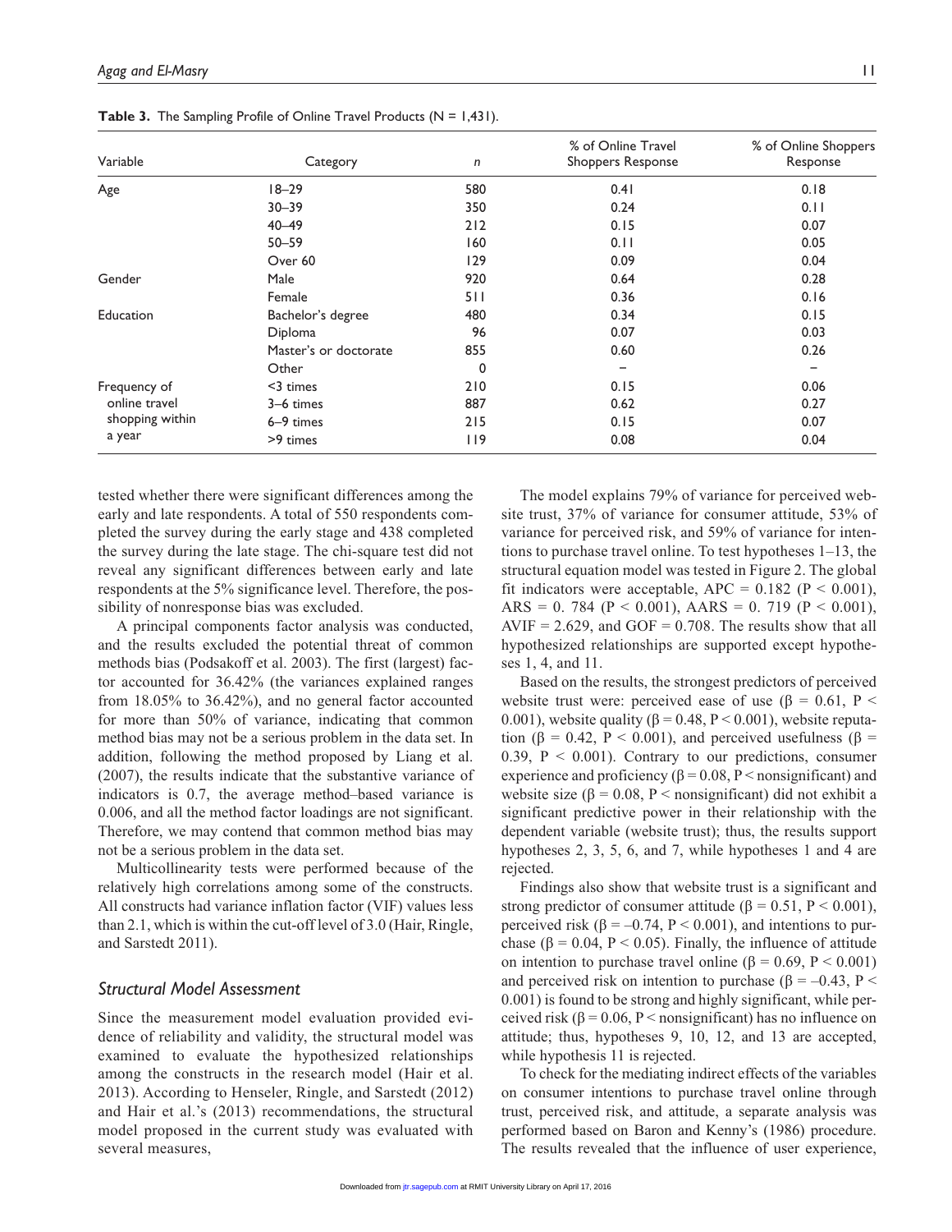**Table 3.** The Sampling Profile of Online Travel Products (N = 1,431).

| Variable | Category | n | % of Online Travel Shoppers Response | % of Online Shoppers Response |
|---|---|---|---|---|
| Age | 18–29 | 580 | 0.41 | 0.18 |
| | 30–39 | 350 | 0.24 | 0.11 |
| | 40–49 | 212 | 0.15 | 0.07 |
| | 50–59 | 160 | 0.11 | 0.05 |
| | Over 60 | 129 | 0.09 | 0.04 |
| Gender | Male | 920 | 0.64 | 0.28 |
| | Female | 511 | 0.36 | 0.16 |
| Education | Bachelor's degree | 480 | 0.34 | 0.15 |
| | Diploma | 96 | 0.07 | 0.03 |
| | Master's or doctorate | 855 | 0.60 | 0.26 |
| | Other | 0 | – | – |
| Frequency of online travel shopping within a year | <3 times | 210 | 0.15 | 0.06 |
| | 3–6 times | 887 | 0.62 | 0.27 |
| | 6–9 times | 215 | 0.15 | 0.07 |
| | >9 times | 119 | 0.08 | 0.04 |

tested whether there were significant differences among the early and late respondents. A total of 550 respondents completed the survey during the early stage and 438 completed the survey during the late stage. The chi-square test did not reveal any significant differences between early and late respondents at the 5% significance level. Therefore, the possibility of nonresponse bias was excluded.

A principal components factor analysis was conducted, and the results excluded the potential threat of common methods bias (Podsakoff et al. 2003). The first (largest) factor accounted for 36.42% (the variances explained ranges from 18.05% to 36.42%), and no general factor accounted for more than 50% of variance, indicating that common method bias may not be a serious problem in the data set. In addition, following the method proposed by Liang et al. (2007), the results indicate that the substantive variance of indicators is 0.7, the average method–based variance is 0.006, and all the method factor loadings are not significant. Therefore, we may contend that common method bias may not be a serious problem in the data set.

Multicollinearity tests were performed because of the relatively high correlations among some of the constructs. All constructs had variance inflation factor (VIF) values less than 2.1, which is within the cut-off level of 3.0 (Hair, Ringle, and Sarstedt 2011).

## Structural Model Assessment

Since the measurement model evaluation provided evidence of reliability and validity, the structural model was examined to evaluate the hypothesized relationships among the constructs in the research model (Hair et al. 2013). According to Henseler, Ringle, and Sarstedt (2012) and Hair et al.'s (2013) recommendations, the structural model proposed in the current study was evaluated with several measures,

The model explains 79% of variance for perceived website trust, 37% of variance for consumer attitude, 53% of variance for perceived risk, and 59% of variance for intentions to purchase travel online. To test hypotheses 1–13, the structural equation model was tested in Figure 2. The global fit indicators were acceptable, APC = 0.182 ($P < 0.001$), ARS = 0. 784 ($P < 0.001$), AARS = 0. 719 ($P < 0.001$), AVIF = 2.629, and GOF = 0.708. The results show that all hypothesized relationships are supported except hypotheses 1, 4, and 11.

Based on the results, the strongest predictors of perceived website trust were: perceived ease of use ($\beta = 0.61$, $P < 0.001$), website quality ($\beta = 0.48$, $P < 0.001$), website reputation ($\beta = 0.42$, $P < 0.001$), and perceived usefulness ($\beta = 0.39$, $P < 0.001$). Contrary to our predictions, consumer experience and proficiency ($\beta = 0.08$, P < nonsignificant) and website size ($\beta = 0.08$, P < nonsignificant) did not exhibit a significant predictive power in their relationship with the dependent variable (website trust); thus, the results support hypotheses 2, 3, 5, 6, and 7, while hypotheses 1 and 4 are rejected.

Findings also show that website trust is a significant and strong predictor of consumer attitude ($\beta = 0.51$, $P < 0.001$), perceived risk ($\beta = -0.74$, $P < 0.001$), and intentions to purchase ($\beta = 0.04$, $P < 0.05$). Finally, the influence of attitude on intention to purchase travel online ($\beta = 0.69$, $P < 0.001$) and perceived risk on intention to purchase ($\beta = -0.43$, $P < 0.001$) is found to be strong and highly significant, while perceived risk ($\beta = 0.06$, P < nonsignificant) has no influence on attitude; thus, hypotheses 9, 10, 12, and 13 are accepted, while hypothesis 11 is rejected.

To check for the mediating indirect effects of the variables on consumer intentions to purchase travel online through trust, perceived risk, and attitude, a separate analysis was performed based on Baron and Kenny's (1986) procedure. The results revealed that the influence of user experience,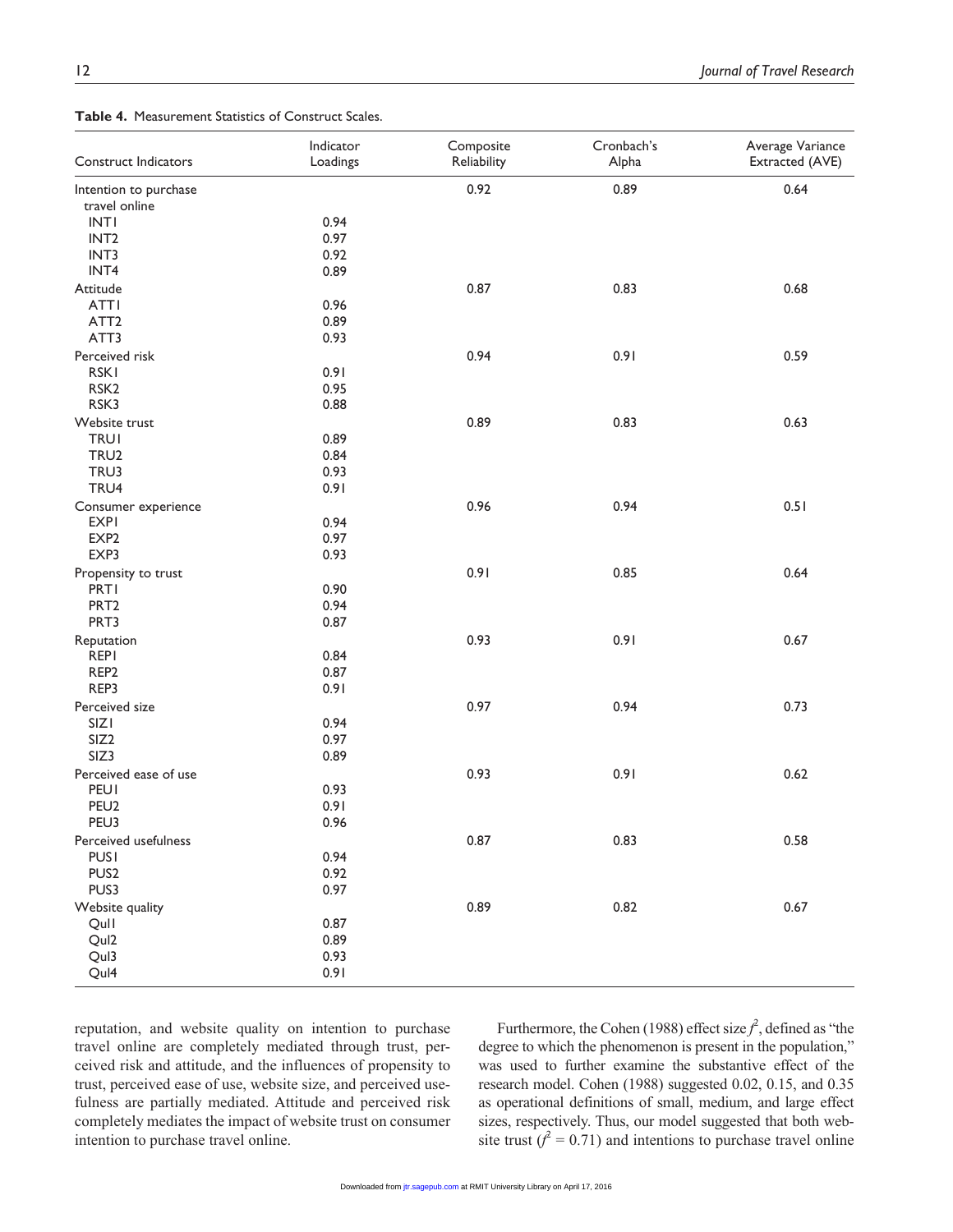**Table 4.** Measurement Statistics of Construct Scales.

| Construct Indicators | Indicator Loadings | Composite Reliability | Cronbach's Alpha | Average Variance Extracted (AVE) |
|---|---|---|---|---|
| Intention to purchase travel online | | 0.92 | 0.89 | 0.64 |
| INT1 | 0.94 | | | |
| INT2 | 0.97 | | | |
| INT3 | 0.92 | | | |
| INT4 | 0.89 | | | |
| Attitude | | 0.87 | 0.83 | 0.68 |
| ATT1 | 0.96 | | | |
| ATT2 | 0.89 | | | |
| ATT3 | 0.93 | | | |
| Perceived risk | | 0.94 | 0.91 | 0.59 |
| RSK1 | 0.91 | | | |
| RSK2 | 0.95 | | | |
| RSK3 | 0.88 | | | |
| Website trust | | 0.89 | 0.83 | 0.63 |
| TRU1 | 0.89 | | | |
| TRU2 | 0.84 | | | |
| TRU3 | 0.93 | | | |
| TRU4 | 0.91 | | | |
| Consumer experience | | 0.96 | 0.94 | 0.51 |
| EXP1 | 0.94 | | | |
| EXP2 | 0.97 | | | |
| EXP3 | 0.93 | | | |
| Propensity to trust | | 0.91 | 0.85 | 0.64 |
| PRT1 | 0.90 | | | |
| PRT2 | 0.94 | | | |
| PRT3 | 0.87 | | | |
| Reputation | | 0.93 | 0.91 | 0.67 |
| REP1 | 0.84 | | | |
| REP2 | 0.87 | | | |
| REP3 | 0.91 | | | |
| Perceived size | | 0.97 | 0.94 | 0.73 |
| SIZ1 | 0.94 | | | |
| SIZ2 | 0.97 | | | |
| SIZ3 | 0.89 | | | |
| Perceived ease of use | | 0.93 | 0.91 | 0.62 |
| PEU1 | 0.93 | | | |
| PEU2 | 0.91 | | | |
| PEU3 | 0.96 | | | |
| Perceived usefulness | | 0.87 | 0.83 | 0.58 |
| PUS1 | 0.94 | | | |
| PUS2 | 0.92 | | | |
| PUS3 | 0.97 | | | |
| Website quality | | 0.89 | 0.82 | 0.67 |
| Qul1 | 0.87 | | | |
| Qul2 | 0.89 | | | |
| Qul3 | 0.93 | | | |
| Qul4 | 0.91 | | | |

reputation, and website quality on intention to purchase travel online are completely mediated through trust, perceived risk and attitude, and the influences of propensity to trust, perceived ease of use, website size, and perceived usefulness are partially mediated. Attitude and perceived risk completely mediates the impact of website trust on consumer intention to purchase travel online.

Furthermore, the Cohen (1988) effect size $f^2$, defined as "the degree to which the phenomenon is present in the population," was used to further examine the substantive effect of the research model. Cohen (1988) suggested 0.02, 0.15, and 0.35 as operational definitions of small, medium, and large effect sizes, respectively. Thus, our model suggested that both website trust ($f^2 = 0.71$) and intentions to purchase travel online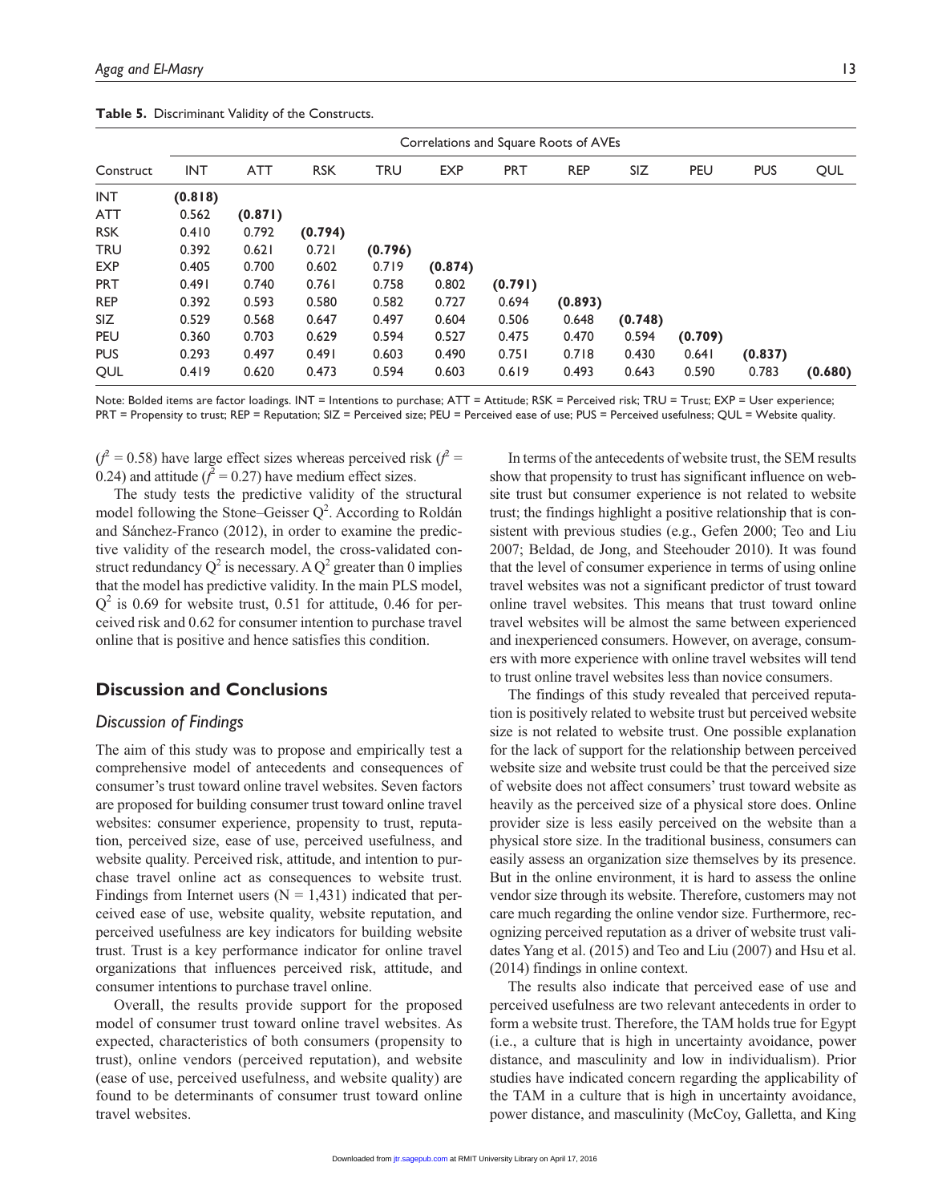**Table 5.** Discriminant Validity of the Constructs.

| Construct | Correlations and Square Roots of AVEs | | | | | | | | | | |
|---|---|---|---|---|---|---|---|---|---|---|---|
| | INT | ATT | RSK | TRU | EXP | PRT | REP | SIZ | PEU | PUS | QUL |
| INT | **(0.818)** | | | | | | | | | | |
| ATT | 0.562 | **(0.871)** | | | | | | | | | |
| RSK | 0.410 | 0.792 | **(0.794)** | | | | | | | | |
| TRU | 0.392 | 0.621 | 0.721 | **(0.796)** | | | | | | | |
| EXP | 0.405 | 0.700 | 0.602 | 0.719 | **(0.874)** | | | | | | |
| PRT | 0.491 | 0.740 | 0.761 | 0.758 | 0.802 | **(0.791)** | | | | | |
| REP | 0.392 | 0.593 | 0.580 | 0.582 | 0.727 | 0.694 | **(0.893)** | | | | |
| SIZ | 0.529 | 0.568 | 0.647 | 0.497 | 0.604 | 0.506 | 0.648 | **(0.748)** | | | |
| PEU | 0.360 | 0.703 | 0.629 | 0.594 | 0.527 | 0.475 | 0.470 | 0.594 | **(0.709)** | | |
| PUS | 0.293 | 0.497 | 0.491 | 0.603 | 0.490 | 0.751 | 0.718 | 0.430 | 0.641 | **(0.837)** | |
| QUL | 0.419 | 0.620 | 0.473 | 0.594 | 0.603 | 0.619 | 0.493 | 0.643 | 0.590 | 0.783 | **(0.680)** |

Note: Bolded items are factor loadings. INT = Intentions to purchase; ATT = Attitude; RSK = Perceived risk; TRU = Trust; EXP = User experience; PRT = Propensity to trust; REP = Reputation; SIZ = Perceived size; PEU = Perceived ease of use; PUS = Perceived usefulness; QUL = Website quality.

($f^2 = 0.58$) have large effect sizes whereas perceived risk ($f^2 = 0.24$) and attitude ($f^2 = 0.27$) have medium effect sizes.

The study tests the predictive validity of the structural model following the Stone–Geisser $Q^2$. According to Roldán and Sánchez-Franco (2012), in order to examine the predictive validity of the research model, the cross-validated construct redundancy $Q^2$ is necessary. A $Q^2$ greater than 0 implies that the model has predictive validity. In the main PLS model, $Q^2$ is 0.69 for website trust, 0.51 for attitude, 0.46 for perceived risk and 0.62 for consumer intention to purchase travel online that is positive and hence satisfies this condition.

## Discussion and Conclusions

### *Discussion of Findings*

The aim of this study was to propose and empirically test a comprehensive model of antecedents and consequences of consumer's trust toward online travel websites. Seven factors are proposed for building consumer trust toward online travel websites: consumer experience, propensity to trust, reputation, perceived size, ease of use, perceived usefulness, and website quality. Perceived risk, attitude, and intention to purchase travel online act as consequences to website trust. Findings from Internet users (N = 1,431) indicated that perceived ease of use, website quality, website reputation, and perceived usefulness are key indicators for building website trust. Trust is a key performance indicator for online travel organizations that influences perceived risk, attitude, and consumer intentions to purchase travel online.

Overall, the results provide support for the proposed model of consumer trust toward online travel websites. As expected, characteristics of both consumers (propensity to trust), online vendors (perceived reputation), and website (ease of use, perceived usefulness, and website quality) are found to be determinants of consumer trust toward online travel websites.

In terms of the antecedents of website trust, the SEM results show that propensity to trust has significant influence on website trust but consumer experience is not related to website trust; the findings highlight a positive relationship that is consistent with previous studies (e.g., Gefen 2000; Teo and Liu 2007; Beldad, de Jong, and Steehouder 2010). It was found that the level of consumer experience in terms of using online travel websites was not a significant predictor of trust toward online travel websites. This means that trust toward online travel websites will be almost the same between experienced and inexperienced consumers. However, on average, consumers with more experience with online travel websites will tend to trust online travel websites less than novice consumers.

The findings of this study revealed that perceived reputation is positively related to website trust but perceived website size is not related to website trust. One possible explanation for the lack of support for the relationship between perceived website size and website trust could be that the perceived size of website does not affect consumers' trust toward website as heavily as the perceived size of a physical store does. Online provider size is less easily perceived on the website than a physical store size. In the traditional business, consumers can easily assess an organization size themselves by its presence. But in the online environment, it is hard to assess the online vendor size through its website. Therefore, customers may not care much regarding the online vendor size. Furthermore, recognizing perceived reputation as a driver of website trust validates Yang et al. (2015) and Teo and Liu (2007) and Hsu et al. (2014) findings in online context.

The results also indicate that perceived ease of use and perceived usefulness are two relevant antecedents in order to form a website trust. Therefore, the TAM holds true for Egypt (i.e., a culture that is high in uncertainty avoidance, power distance, and masculinity and low in individualism). Prior studies have indicated concern regarding the applicability of the TAM in a culture that is high in uncertainty avoidance, power distance, and masculinity (McCoy, Galletta, and King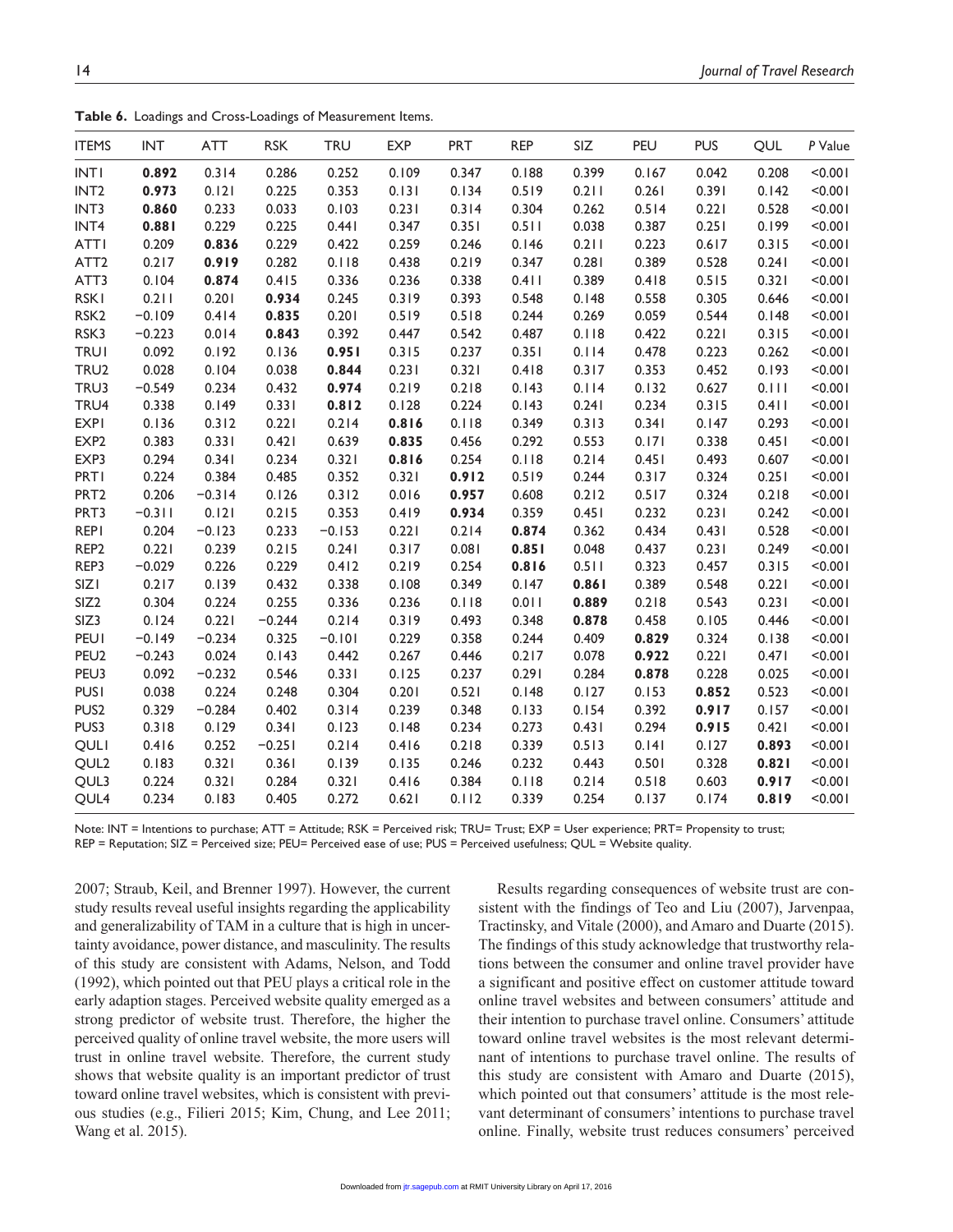**Table 6.** Loadings and Cross-Loadings of Measurement Items.

| ITEMS | INT | ATT | RSK | TRU | EXP | PRT | REP | SIZ | PEU | PUS | QUL | *P* Value |
|---|---|---|---|---|---|---|---|---|---|---|---|---|
| INT1 | **0.892** | 0.314 | 0.286 | 0.252 | 0.109 | 0.347 | 0.188 | 0.399 | 0.167 | 0.042 | 0.208 | <0.001 |
| INT2 | **0.973** | 0.121 | 0.225 | 0.353 | 0.131 | 0.134 | 0.519 | 0.211 | 0.261 | 0.391 | 0.142 | <0.001 |
| INT3 | **0.860** | 0.233 | 0.033 | 0.103 | 0.231 | 0.314 | 0.304 | 0.262 | 0.514 | 0.221 | 0.528 | <0.001 |
| INT4 | **0.881** | 0.229 | 0.225 | 0.441 | 0.347 | 0.351 | 0.511 | 0.038 | 0.387 | 0.251 | 0.199 | <0.001 |
| ATT1 | 0.209 | **0.836** | 0.229 | 0.422 | 0.259 | 0.246 | 0.146 | 0.211 | 0.223 | 0.617 | 0.315 | <0.001 |
| ATT2 | 0.217 | **0.919** | 0.282 | 0.118 | 0.438 | 0.219 | 0.347 | 0.281 | 0.389 | 0.528 | 0.241 | <0.001 |
| ATT3 | 0.104 | **0.874** | 0.415 | 0.336 | 0.236 | 0.338 | 0.411 | 0.389 | 0.418 | 0.515 | 0.321 | <0.001 |
| RSK1 | 0.211 | 0.201 | **0.934** | 0.245 | 0.319 | 0.393 | 0.548 | 0.148 | 0.558 | 0.305 | 0.646 | <0.001 |
| RSK2 | −0.109 | 0.414 | **0.835** | 0.201 | 0.519 | 0.518 | 0.244 | 0.269 | 0.059 | 0.544 | 0.148 | <0.001 |
| RSK3 | −0.223 | 0.014 | **0.843** | 0.392 | 0.447 | 0.542 | 0.487 | 0.118 | 0.422 | 0.221 | 0.315 | <0.001 |
| TRU1 | 0.092 | 0.192 | 0.136 | **0.951** | 0.315 | 0.237 | 0.351 | 0.114 | 0.478 | 0.223 | 0.262 | <0.001 |
| TRU2 | 0.028 | 0.104 | 0.038 | **0.844** | 0.231 | 0.321 | 0.418 | 0.317 | 0.353 | 0.452 | 0.193 | <0.001 |
| TRU3 | −0.549 | 0.234 | 0.432 | **0.974** | 0.219 | 0.218 | 0.143 | 0.114 | 0.132 | 0.627 | 0.111 | <0.001 |
| TRU4 | 0.338 | 0.149 | 0.331 | **0.812** | 0.128 | 0.224 | 0.143 | 0.241 | 0.234 | 0.315 | 0.411 | <0.001 |
| EXP1 | 0.136 | 0.312 | 0.221 | 0.214 | **0.816** | 0.118 | 0.349 | 0.313 | 0.341 | 0.147 | 0.293 | <0.001 |
| EXP2 | 0.383 | 0.331 | 0.421 | 0.639 | **0.835** | 0.456 | 0.292 | 0.553 | 0.171 | 0.338 | 0.451 | <0.001 |
| EXP3 | 0.294 | 0.341 | 0.234 | 0.321 | **0.816** | 0.254 | 0.118 | 0.214 | 0.451 | 0.493 | 0.607 | <0.001 |
| PRT1 | 0.224 | 0.384 | 0.485 | 0.352 | 0.321 | **0.912** | 0.519 | 0.244 | 0.317 | 0.324 | 0.251 | <0.001 |
| PRT2 | 0.206 | −0.314 | 0.126 | 0.312 | 0.016 | **0.957** | 0.608 | 0.212 | 0.517 | 0.324 | 0.218 | <0.001 |
| PRT3 | −0.311 | 0.121 | 0.215 | 0.353 | 0.419 | **0.934** | 0.359 | 0.451 | 0.232 | 0.231 | 0.242 | <0.001 |
| REP1 | 0.204 | −0.123 | 0.233 | −0.153 | 0.221 | 0.214 | **0.874** | 0.362 | 0.434 | 0.431 | 0.528 | <0.001 |
| REP2 | 0.221 | 0.239 | 0.215 | 0.241 | 0.317 | 0.081 | **0.851** | 0.048 | 0.437 | 0.231 | 0.249 | <0.001 |
| REP3 | −0.029 | 0.226 | 0.229 | 0.412 | 0.219 | 0.254 | **0.816** | 0.511 | 0.323 | 0.457 | 0.315 | <0.001 |
| SIZ1 | 0.217 | 0.139 | 0.432 | 0.338 | 0.108 | 0.349 | 0.147 | **0.861** | 0.389 | 0.548 | 0.221 | <0.001 |
| SIZ2 | 0.304 | 0.224 | 0.255 | 0.336 | 0.236 | 0.118 | 0.011 | **0.889** | 0.218 | 0.543 | 0.231 | <0.001 |
| SIZ3 | 0.124 | 0.221 | −0.244 | 0.214 | 0.319 | 0.493 | 0.348 | **0.878** | 0.458 | 0.105 | 0.446 | <0.001 |
| PEU1 | −0.149 | −0.234 | 0.325 | −0.101 | 0.229 | 0.358 | 0.244 | 0.409 | **0.829** | 0.324 | 0.138 | <0.001 |
| PEU2 | −0.243 | 0.024 | 0.143 | 0.442 | 0.267 | 0.446 | 0.217 | 0.078 | **0.922** | 0.221 | 0.471 | <0.001 |
| PEU3 | 0.092 | −0.232 | 0.546 | 0.331 | 0.125 | 0.237 | 0.291 | 0.284 | **0.878** | 0.228 | 0.025 | <0.001 |
| PUS1 | 0.038 | 0.224 | 0.248 | 0.304 | 0.201 | 0.521 | 0.148 | 0.127 | 0.153 | **0.852** | 0.523 | <0.001 |
| PUS2 | 0.329 | −0.284 | 0.402 | 0.314 | 0.239 | 0.348 | 0.133 | 0.154 | 0.392 | **0.917** | 0.157 | <0.001 |
| PUS3 | 0.318 | 0.129 | 0.341 | 0.123 | 0.148 | 0.234 | 0.273 | 0.431 | 0.294 | **0.915** | 0.421 | <0.001 |
| QUL1 | 0.416 | 0.252 | −0.251 | 0.214 | 0.416 | 0.218 | 0.339 | 0.513 | 0.141 | 0.127 | **0.893** | <0.001 |
| QUL2 | 0.183 | 0.321 | 0.361 | 0.139 | 0.135 | 0.246 | 0.232 | 0.443 | 0.501 | 0.328 | **0.821** | <0.001 |
| QUL3 | 0.224 | 0.321 | 0.284 | 0.321 | 0.416 | 0.384 | 0.118 | 0.214 | 0.518 | 0.603 | **0.917** | <0.001 |
| QUL4 | 0.234 | 0.183 | 0.405 | 0.272 | 0.621 | 0.112 | 0.339 | 0.254 | 0.137 | 0.174 | **0.819** | <0.001 |

Note: INT = Intentions to purchase; ATT = Attitude; RSK = Perceived risk; TRU= Trust; EXP = User experience; PRT= Propensity to trust; REP = Reputation; SIZ = Perceived size; PEU= Perceived ease of use; PUS = Perceived usefulness; QUL = Website quality.

2007; Straub, Keil, and Brenner 1997). However, the current study results reveal useful insights regarding the applicability and generalizability of TAM in a culture that is high in uncertainty avoidance, power distance, and masculinity. The results of this study are consistent with Adams, Nelson, and Todd (1992), which pointed out that PEU plays a critical role in the early adaption stages. Perceived website quality emerged as a strong predictor of website trust. Therefore, the higher the perceived quality of online travel website, the more users will trust in online travel website. Therefore, the current study shows that website quality is an important predictor of trust toward online travel websites, which is consistent with previous studies (e.g., Filieri 2015; Kim, Chung, and Lee 2011; Wang et al. 2015).

Results regarding consequences of website trust are consistent with the findings of Teo and Liu (2007), Jarvenpaa, Tractinsky, and Vitale (2000), and Amaro and Duarte (2015). The findings of this study acknowledge that trustworthy relations between the consumer and online travel provider have a significant and positive effect on customer attitude toward online travel websites and between consumers' attitude and their intention to purchase travel online. Consumers' attitude toward online travel websites is the most relevant determinant of intentions to purchase travel online. The results of this study are consistent with Amaro and Duarte (2015), which pointed out that consumers' attitude is the most relevant determinant of consumers' intentions to purchase travel online. Finally, website trust reduces consumers' perceived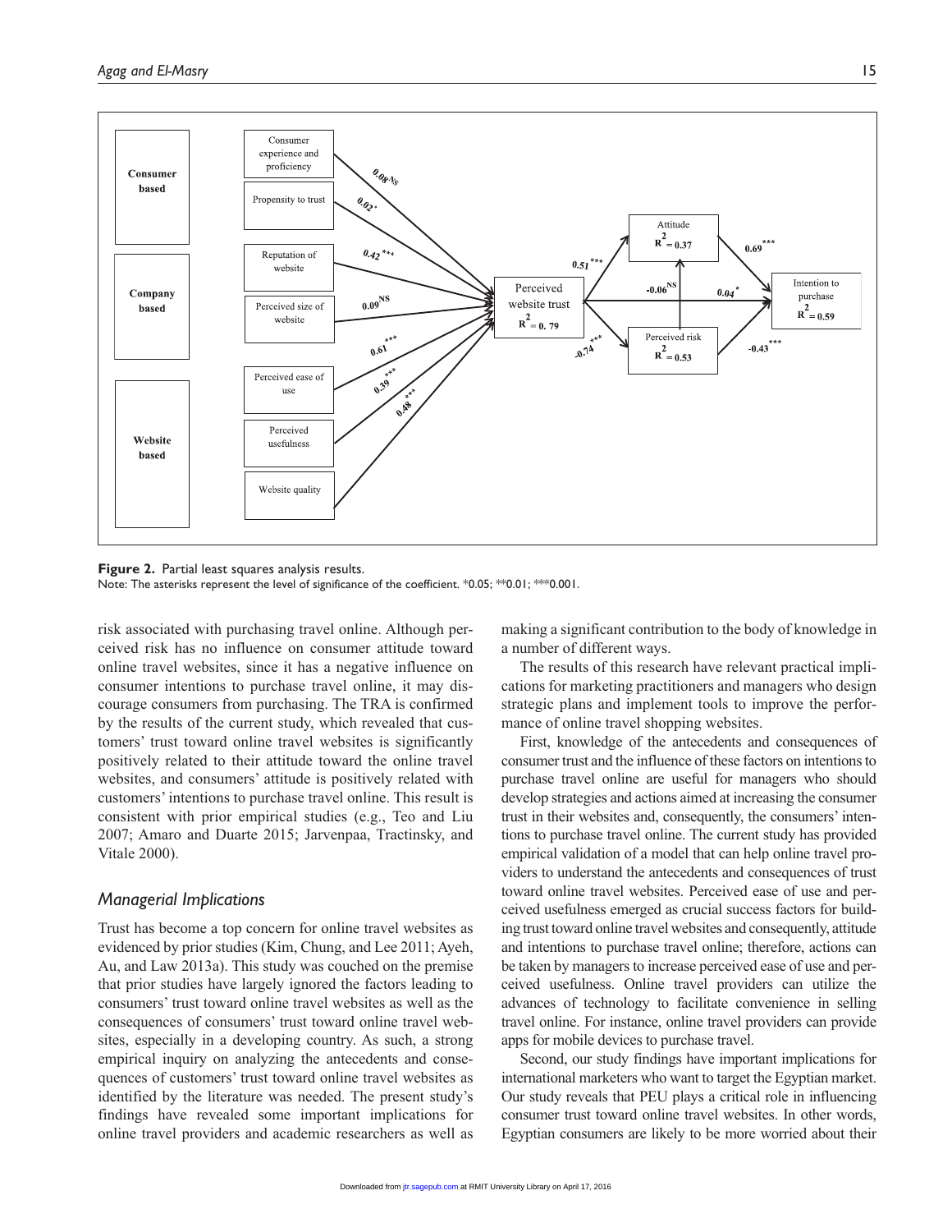**Figure 2.** Partial least squares analysis results.
Note: The asterisks represent the level of significance of the coefficient. *0.05; **0.01; ***0.001.

risk associated with purchasing travel online. Although perceived risk has no influence on consumer attitude toward online travel websites, since it has a negative influence on consumer intentions to purchase travel online, it may discourage consumers from purchasing. The TRA is confirmed by the results of the current study, which revealed that customers' trust toward online travel websites is significantly positively related to their attitude toward the online travel websites, and consumers' attitude is positively related with customers' intentions to purchase travel online. This result is consistent with prior empirical studies (e.g., Teo and Liu 2007; Amaro and Duarte 2015; Jarvenpaa, Tractinsky, and Vitale 2000).

### *Managerial Implications*

Trust has become a top concern for online travel websites as evidenced by prior studies (Kim, Chung, and Lee 2011; Ayeh, Au, and Law 2013a). This study was couched on the premise that prior studies have largely ignored the factors leading to consumers' trust toward online travel websites as well as the consequences of consumers' trust toward online travel websites, especially in a developing country. As such, a strong empirical inquiry on analyzing the antecedents and consequences of customers' trust toward online travel websites as identified by the literature was needed. The present study's findings have revealed some important implications for online travel providers and academic researchers as well as making a significant contribution to the body of knowledge in a number of different ways.

The results of this research have relevant practical implications for marketing practitioners and managers who design strategic plans and implement tools to improve the performance of online travel shopping websites.

First, knowledge of the antecedents and consequences of consumer trust and the influence of these factors on intentions to purchase travel online are useful for managers who should develop strategies and actions aimed at increasing the consumer trust in their websites and, consequently, the consumers' intentions to purchase travel online. The current study has provided empirical validation of a model that can help online travel providers to understand the antecedents and consequences of trust toward online travel websites. Perceived ease of use and perceived usefulness emerged as crucial success factors for building trust toward online travel websites and consequently, attitude and intentions to purchase travel online; therefore, actions can be taken by managers to increase perceived ease of use and perceived usefulness. Online travel providers can utilize the advances of technology to facilitate convenience in selling travel online. For instance, online travel providers can provide apps for mobile devices to purchase travel.

Second, our study findings have important implications for international marketers who want to target the Egyptian market. Our study reveals that PEU plays a critical role in influencing consumer trust toward online travel websites. In other words, Egyptian consumers are likely to be more worried about their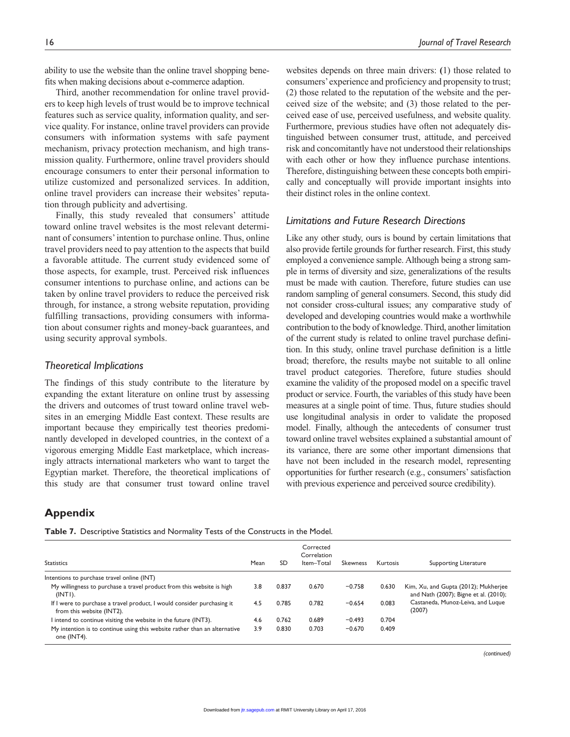ability to use the website than the online travel shopping benefits when making decisions about e-commerce adaption.

Third, another recommendation for online travel providers to keep high levels of trust would be to improve technical features such as service quality, information quality, and service quality. For instance, online travel providers can provide consumers with information systems with safe payment mechanism, privacy protection mechanism, and high transmission quality. Furthermore, online travel providers should encourage consumers to enter their personal information to utilize customized and personalized services. In addition, online travel providers can increase their websites' reputation through publicity and advertising.

Finally, this study revealed that consumers' attitude toward online travel websites is the most relevant determinant of consumers' intention to purchase online. Thus, online travel providers need to pay attention to the aspects that build a favorable attitude. The current study evidenced some of those aspects, for example, trust. Perceived risk influences consumer intentions to purchase online, and actions can be taken by online travel providers to reduce the perceived risk through, for instance, a strong website reputation, providing fulfilling transactions, providing consumers with information about consumer rights and money-back guarantees, and using security approval symbols.

### *Theoretical Implications*

The findings of this study contribute to the literature by expanding the extant literature on online trust by assessing the drivers and outcomes of trust toward online travel websites in an emerging Middle East context. These results are important because they empirically test theories predominantly developed in developed countries, in the context of a vigorous emerging Middle East marketplace, which increasingly attracts international marketers who want to target the Egyptian market. Therefore, the theoretical implications of this study are that consumer trust toward online travel websites depends on three main drivers: (1) those related to consumers' experience and proficiency and propensity to trust; (2) those related to the reputation of the website and the perceived size of the website; and (3) those related to the perceived ease of use, perceived usefulness, and website quality. Furthermore, previous studies have often not adequately distinguished between consumer trust, attitude, and perceived risk and concomitantly have not understood their relationships with each other or how they influence purchase intentions. Therefore, distinguishing between these concepts both empirically and conceptually will provide important insights into their distinct roles in the online context.

### *Limitations and Future Research Directions*

Like any other study, ours is bound by certain limitations that also provide fertile grounds for further research. First, this study employed a convenience sample. Although being a strong sample in terms of diversity and size, generalizations of the results must be made with caution. Therefore, future studies can use random sampling of general consumers. Second, this study did not consider cross-cultural issues; any comparative study of developed and developing countries would make a worthwhile contribution to the body of knowledge. Third, another limitation of the current study is related to online travel purchase definition. In this study, online travel purchase definition is a little broad; therefore, the results maybe not suitable to all online travel product categories. Therefore, future studies should examine the validity of the proposed model on a specific travel product or service. Fourth, the variables of this study have been measures at a single point of time. Thus, future studies should use longitudinal analysis in order to validate the proposed model. Finally, although the antecedents of consumer trust toward online travel websites explained a substantial amount of its variance, there are some other important dimensions that have not been included in the research model, representing opportunities for further research (e.g., consumers' satisfaction with previous experience and perceived source credibility).

## Appendix

**Table 7.** Descriptive Statistics and Normality Tests of the Constructs in the Model.

| Statistics | Mean | SD | Corrected Correlation Item–Total | Skewness | Kurtosis | Supporting Literature |
|---|---|---|---|---|---|---|
| Intentions to purchase travel online (INT) | | | | | | |
| My willingness to purchase a travel product from this website is high (INT1). | 3.8 | 0.837 | 0.670 | −0.758 | 0.630 | Kim, Xu, and Gupta (2012); Mukherjee and Nath (2007); Bigne et al. (2010); Castaneda, Munoz-Leiva, and Luque (2007) |
| If I were to purchase a travel product, I would consider purchasing it from this website (INT2). | 4.5 | 0.785 | 0.782 | −0.654 | 0.083 | |
| I intend to continue visiting the website in the future (INT3). | 4.6 | 0.762 | 0.689 | −0.493 | 0.704 | |
| My intention is to continue using this website rather than an alternative one (INT4). | 3.9 | 0.830 | 0.703 | −0.670 | 0.409 | |

*(continued)*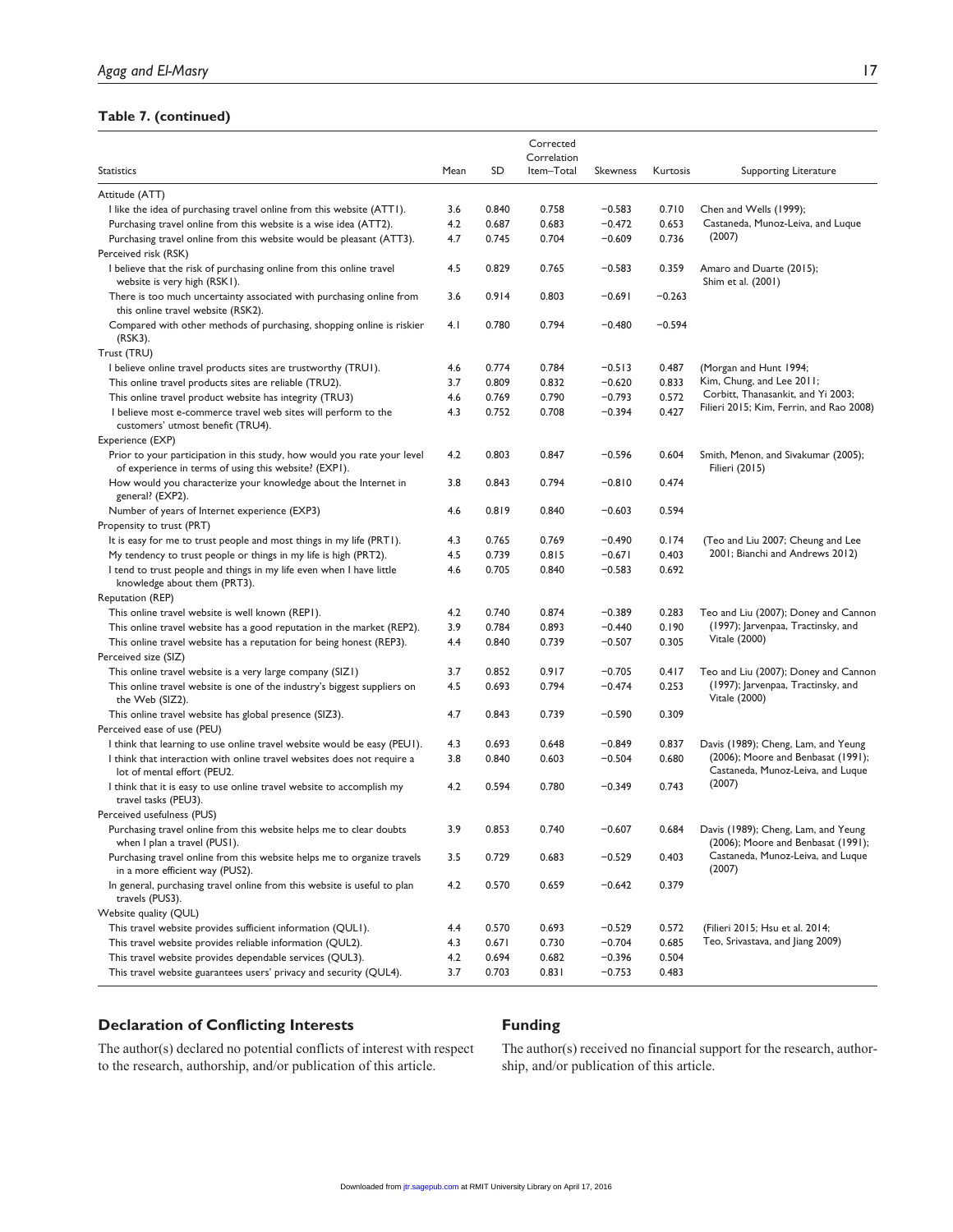**Table 7. (continued)**

| Statistics | Mean | SD | Corrected Correlation Item–Total | Skewness | Kurtosis | Supporting Literature |
|---|---|---|---|---|---|---|
| Attitude (ATT) | | | | | | |
| I like the idea of purchasing travel online from this website (ATT1). | 3.6 | 0.840 | 0.758 | −0.583 | 0.710 | Chen and Wells (1999); Castaneda, Munoz-Leiva, and Luque (2007) |
| Purchasing travel online from this website is a wise idea (ATT2). | 4.2 | 0.687 | 0.683 | −0.472 | 0.653 | |
| Purchasing travel online from this website would be pleasant (ATT3). | 4.7 | 0.745 | 0.704 | −0.609 | 0.736 | |
| Perceived risk (RSK) | | | | | | |
| I believe that the risk of purchasing online from this online travel website is very high (RSK1). | 4.5 | 0.829 | 0.765 | −0.583 | 0.359 | Amaro and Duarte (2015); Shim et al. (2001) |
| There is too much uncertainty associated with purchasing online from this online travel website (RSK2). | 3.6 | 0.914 | 0.803 | −0.691 | −0.263 | |
| Compared with other methods of purchasing, shopping online is riskier (RSK3). | 4.1 | 0.780 | 0.794 | −0.480 | −0.594 | |
| Trust (TRU) | | | | | | |
| I believe online travel products sites are trustworthy (TRU1). | 4.6 | 0.774 | 0.784 | −0.513 | 0.487 | (Morgan and Hunt 1994; Kim, Chung, and Lee 2011; Corbitt, Thanasankit, and Yi 2003; Filieri 2015; Kim, Ferrin, and Rao 2008) |
| This online travel products sites are reliable (TRU2). | 3.7 | 0.809 | 0.832 | −0.620 | 0.833 | |
| This online travel product website has integrity (TRU3) | 4.6 | 0.769 | 0.790 | −0.793 | 0.572 | |
| I believe most e-commerce travel web sites will perform to the customers' utmost benefit (TRU4). | 4.3 | 0.752 | 0.708 | −0.394 | 0.427 | |
| Experience (EXP) | | | | | | |
| Prior to your participation in this study, how would you rate your level of experience in terms of using this website? (EXP1). | 4.2 | 0.803 | 0.847 | −0.596 | 0.604 | Smith, Menon, and Sivakumar (2005); Filieri (2015) |
| How would you characterize your knowledge about the Internet in general? (EXP2). | 3.8 | 0.843 | 0.794 | −0.810 | 0.474 | |
| Number of years of Internet experience (EXP3) | 4.6 | 0.819 | 0.840 | −0.603 | 0.594 | |
| Propensity to trust (PRT) | | | | | | |
| It is easy for me to trust people and most things in my life (PRT1). | 4.3 | 0.765 | 0.769 | −0.490 | 0.174 | (Teo and Liu 2007; Cheung and Lee 2001; Bianchi and Andrews 2012) |
| My tendency to trust people or things in my life is high (PRT2). | 4.5 | 0.739 | 0.815 | −0.671 | 0.403 | |
| I tend to trust people and things in my life even when I have little knowledge about them (PRT3). | 4.6 | 0.705 | 0.840 | −0.583 | 0.692 | |
| Reputation (REP) | | | | | | |
| This online travel website is well known (REP1). | 4.2 | 0.740 | 0.874 | −0.389 | 0.283 | Teo and Liu (2007); Doney and Cannon (1997); Jarvenpaa, Tractinsky, and Vitale (2000) |
| This online travel website has a good reputation in the market (REP2). | 3.9 | 0.784 | 0.893 | −0.440 | 0.190 | |
| This online travel website has a reputation for being honest (REP3). | 4.4 | 0.840 | 0.739 | −0.507 | 0.305 | |
| Perceived size (SIZ) | | | | | | |
| This online travel website is a very large company (SIZ1) | 3.7 | 0.852 | 0.917 | −0.705 | 0.417 | Teo and Liu (2007); Doney and Cannon (1997); Jarvenpaa, Tractinsky, and Vitale (2000) |
| This online travel website is one of the industry's biggest suppliers on the Web (SIZ2). | 4.5 | 0.693 | 0.794 | −0.474 | 0.253 | |
| This online travel website has global presence (SIZ3). | 4.7 | 0.843 | 0.739 | −0.590 | 0.309 | |
| Perceived ease of use (PEU) | | | | | | |
| I think that learning to use online travel website would be easy (PEU1). | 4.3 | 0.693 | 0.648 | −0.849 | 0.837 | Davis (1989); Cheng, Lam, and Yeung (2006); Moore and Benbasat (1991); Castaneda, Munoz-Leiva, and Luque (2007) |
| I think that interaction with online travel websites does not require a lot of mental effort (PEU2. | 3.8 | 0.840 | 0.603 | −0.504 | 0.680 | |
| I think that it is easy to use online travel website to accomplish my travel tasks (PEU3). | 4.2 | 0.594 | 0.780 | −0.349 | 0.743 | |
| Perceived usefulness (PUS) | | | | | | |
| Purchasing travel online from this website helps me to clear doubts when I plan a travel (PUS1). | 3.9 | 0.853 | 0.740 | −0.607 | 0.684 | Davis (1989); Cheng, Lam, and Yeung (2006); Moore and Benbasat (1991); Castaneda, Munoz-Leiva, and Luque (2007) |
| Purchasing travel online from this website helps me to organize travels in a more efficient way (PUS2). | 3.5 | 0.729 | 0.683 | −0.529 | 0.403 | |
| In general, purchasing travel online from this website is useful to plan travels (PUS3). | 4.2 | 0.570 | 0.659 | −0.642 | 0.379 | |
| Website quality (QUL) | | | | | | |
| This travel website provides sufficient information (QUL1). | 4.4 | 0.570 | 0.693 | −0.529 | 0.572 | (Filieri 2015; Hsu et al. 2014; Teo, Srivastava, and Jiang 2009) |
| This travel website provides reliable information (QUL2). | 4.3 | 0.671 | 0.730 | −0.704 | 0.685 | |
| This travel website provides dependable services (QUL3). | 4.2 | 0.694 | 0.682 | −0.396 | 0.504 | |
| This travel website guarantees users' privacy and security (QUL4). | 3.7 | 0.703 | 0.831 | −0.753 | 0.483 | |

## Declaration of Conflicting Interests

The author(s) declared no potential conflicts of interest with respect to the research, authorship, and/or publication of this article.

## Funding

The author(s) received no financial support for the research, authorship, and/or publication of this article.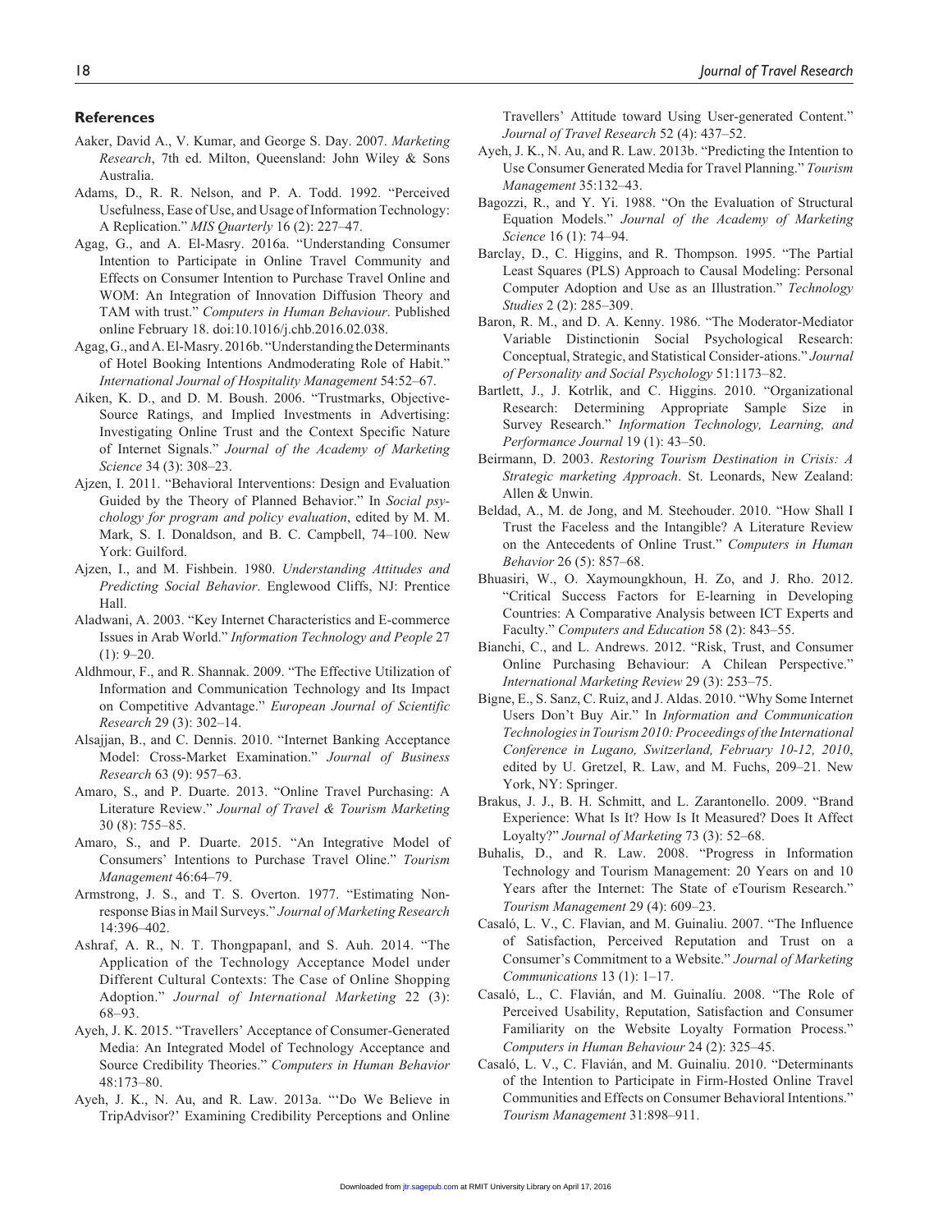## References

Aaker, David A., V. Kumar, and George S. Day. 2007. *Marketing Research*, 7th ed. Milton, Queensland: John Wiley & Sons Australia.

Adams, D., R. R. Nelson, and P. A. Todd. 1992. "Perceived Usefulness, Ease of Use, and Usage of Information Technology: A Replication." *MIS Quarterly* 16 (2): 227–47.

Agag, G., and A. El-Masry. 2016a. "Understanding Consumer Intention to Participate in Online Travel Community and Effects on Consumer Intention to Purchase Travel Online and WOM: An Integration of Innovation Diffusion Theory and TAM with trust." *Computers in Human Behaviour*. Published online February 18. doi:10.1016/j.chb.2016.02.038.

Agag, G., and A. El-Masry. 2016b. "Understanding the Determinants of Hotel Booking Intentions Andmoderating Role of Habit." *International Journal of Hospitality Management* 54:52–67.

Aiken, K. D., and D. M. Boush. 2006. "Trustmarks, Objective-Source Ratings, and Implied Investments in Advertising: Investigating Online Trust and the Context Specific Nature of Internet Signals." *Journal of the Academy of Marketing Science* 34 (3): 308–23.

Ajzen, I. 2011. "Behavioral Interventions: Design and Evaluation Guided by the Theory of Planned Behavior." In *Social psychology for program and policy evaluation*, edited by M. M. Mark, S. I. Donaldson, and B. C. Campbell, 74–100. New York: Guilford.

Ajzen, I., and M. Fishbein. 1980. *Understanding Attitudes and Predicting Social Behavior*. Englewood Cliffs, NJ: Prentice Hall.

Aladwani, A. 2003. "Key Internet Characteristics and E-commerce Issues in Arab World." *Information Technology and People* 27 (1): 9–20.

Aldhmour, F., and R. Shannak. 2009. "The Effective Utilization of Information and Communication Technology and Its Impact on Competitive Advantage." *European Journal of Scientific Research* 29 (3): 302–14.

Alsajjan, B., and C. Dennis. 2010. "Internet Banking Acceptance Model: Cross-Market Examination." *Journal of Business Research* 63 (9): 957–63.

Amaro, S., and P. Duarte. 2013. "Online Travel Purchasing: A Literature Review." *Journal of Travel & Tourism Marketing* 30 (8): 755–85.

Amaro, S., and P. Duarte. 2015. "An Integrative Model of Consumers' Intentions to Purchase Travel Oline." *Tourism Management* 46:64–79.

Armstrong, J. S., and T. S. Overton. 1977. "Estimating Non-response Bias in Mail Surveys." *Journal of Marketing Research* 14:396–402.

Ashraf, A. R., N. T. Thongpapanl, and S. Auh. 2014. "The Application of the Technology Acceptance Model under Different Cultural Contexts: The Case of Online Shopping Adoption." *Journal of International Marketing* 22 (3): 68–93.

Ayeh, J. K. 2015. "Travellers' Acceptance of Consumer-Generated Media: An Integrated Model of Technology Acceptance and Source Credibility Theories." *Computers in Human Behavior* 48:173–80.

Ayeh, J. K., N. Au, and R. Law. 2013a. "'Do We Believe in TripAdvisor?' Examining Credibility Perceptions and Online Travellers' Attitude toward Using User-generated Content." *Journal of Travel Research* 52 (4): 437–52.

Ayeh, J. K., N. Au, and R. Law. 2013b. "Predicting the Intention to Use Consumer Generated Media for Travel Planning." *Tourism Management* 35:132–43.

Bagozzi, R., and Y. Yi. 1988. "On the Evaluation of Structural Equation Models." *Journal of the Academy of Marketing Science* 16 (1): 74–94.

Barclay, D., C. Higgins, and R. Thompson. 1995. "The Partial Least Squares (PLS) Approach to Causal Modeling: Personal Computer Adoption and Use as an Illustration." *Technology Studies* 2 (2): 285–309.

Baron, R. M., and D. A. Kenny. 1986. "The Moderator-Mediator Variable Distinctionin Social Psychological Research: Conceptual, Strategic, and Statistical Consider-ations." *Journal of Personality and Social Psychology* 51:1173–82.

Bartlett, J., J. Kotrlik, and C. Higgins. 2010. "Organizational Research: Determining Appropriate Sample Size in Survey Research." *Information Technology, Learning, and Performance Journal* 19 (1): 43–50.

Beirmann, D. 2003. *Restoring Tourism Destination in Crisis: A Strategic marketing Approach*. St. Leonards, New Zealand: Allen & Unwin.

Beldad, A., M. de Jong, and M. Steehouder. 2010. "How Shall I Trust the Faceless and the Intangible? A Literature Review on the Antecedents of Online Trust." *Computers in Human Behavior* 26 (5): 857–68.

Bhuasiri, W., O. Xaymoungkhoun, H. Zo, and J. Rho. 2012. "Critical Success Factors for E-learning in Developing Countries: A Comparative Analysis between ICT Experts and Faculty." *Computers and Education* 58 (2): 843–55.

Bianchi, C., and L. Andrews. 2012. "Risk, Trust, and Consumer Online Purchasing Behaviour: A Chilean Perspective." *International Marketing Review* 29 (3): 253–75.

Bigne, E., S. Sanz, C. Ruiz, and J. Aldas. 2010. "Why Some Internet Users Don't Buy Air." In *Information and Communication Technologies in Tourism 2010: Proceedings of the International Conference in Lugano, Switzerland, February 10-12, 2010*, edited by U. Gretzel, R. Law, and M. Fuchs, 209–21. New York, NY: Springer.

Brakus, J. J., B. H. Schmitt, and L. Zarantonello. 2009. "Brand Experience: What Is It? How Is It Measured? Does It Affect Loyalty?" *Journal of Marketing* 73 (3): 52–68.

Buhalis, D., and R. Law. 2008. "Progress in Information Technology and Tourism Management: 20 Years on and 10 Years after the Internet: The State of eTourism Research." *Tourism Management* 29 (4): 609–23.

Casaló, L. V., C. Flavian, and M. Guinaliu. 2007. "The Influence of Satisfaction, Perceived Reputation and Trust on a Consumer's Commitment to a Website." *Journal of Marketing Communications* 13 (1): 1–17.

Casaló, L., C. Flavián, and M. Guinalíu. 2008. "The Role of Perceived Usability, Reputation, Satisfaction and Consumer Familiarity on the Website Loyalty Formation Process." *Computers in Human Behaviour* 24 (2): 325–45.

Casaló, L. V., C. Flavián, and M. Guinaliu. 2010. "Determinants of the Intention to Participate in Firm-Hosted Online Travel Communities and Effects on Consumer Behavioral Intentions." *Tourism Management* 31:898–911.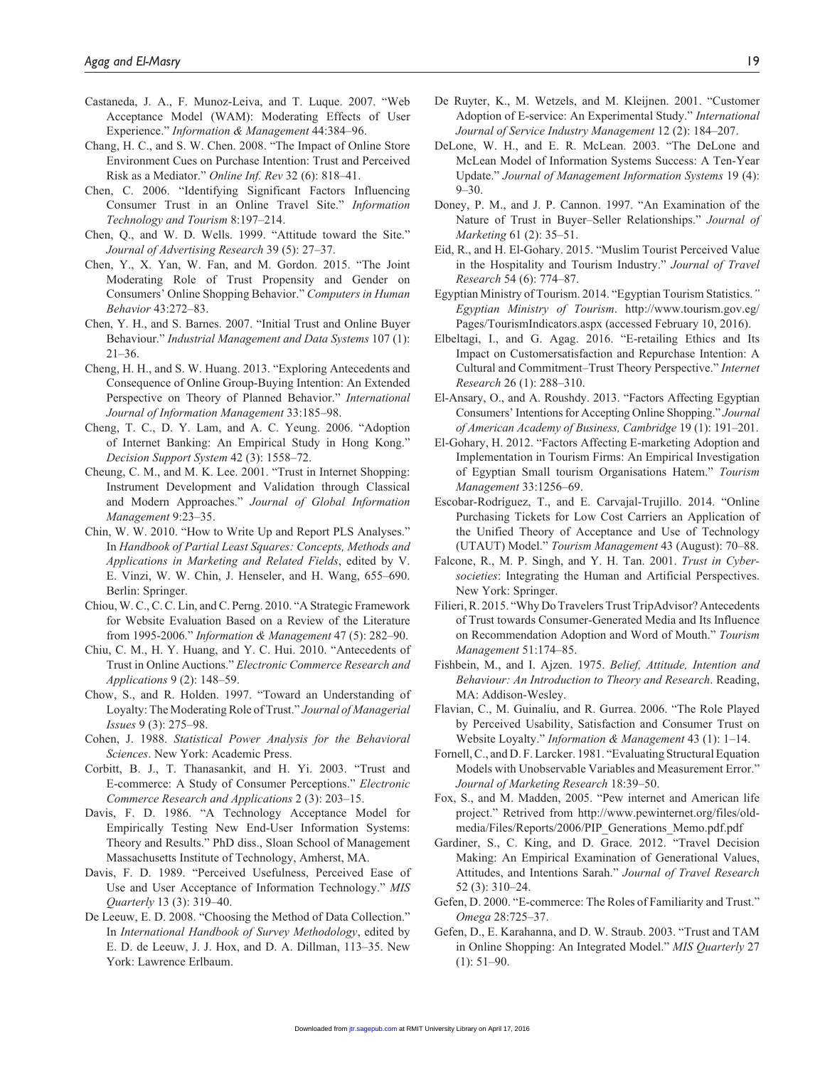Castaneda, J. A., F. Munoz-Leiva, and T. Luque. 2007. "Web Acceptance Model (WAM): Moderating Effects of User Experience." *Information & Management* 44:384–96.

Chang, H. C., and S. W. Chen. 2008. "The Impact of Online Store Environment Cues on Purchase Intention: Trust and Perceived Risk as a Mediator." *Online Inf. Rev* 32 (6): 818–41.

Chen, C. 2006. "Identifying Significant Factors Influencing Consumer Trust in an Online Travel Site." *Information Technology and Tourism* 8:197–214.

Chen, Q., and W. D. Wells. 1999. "Attitude toward the Site." *Journal of Advertising Research* 39 (5): 27–37.

Chen, Y., X. Yan, W. Fan, and M. Gordon. 2015. "The Joint Moderating Role of Trust Propensity and Gender on Consumers' Online Shopping Behavior." *Computers in Human Behavior* 43:272–83.

Chen, Y. H., and S. Barnes. 2007. "Initial Trust and Online Buyer Behaviour." *Industrial Management and Data Systems* 107 (1): 21–36.

Cheng, H. H., and S. W. Huang. 2013. "Exploring Antecedents and Consequence of Online Group-Buying Intention: An Extended Perspective on Theory of Planned Behavior." *International Journal of Information Management* 33:185–98.

Cheng, T. C., D. Y. Lam, and A. C. Yeung. 2006. "Adoption of Internet Banking: An Empirical Study in Hong Kong." *Decision Support System* 42 (3): 1558–72.

Cheung, C. M., and M. K. Lee. 2001. "Trust in Internet Shopping: Instrument Development and Validation through Classical and Modern Approaches." *Journal of Global Information Management* 9:23–35.

Chin, W. W. 2010. "How to Write Up and Report PLS Analyses." In *Handbook of Partial Least Squares: Concepts, Methods and Applications in Marketing and Related Fields*, edited by V. E. Vinzi, W. W. Chin, J. Henseler, and H. Wang, 655–690. Berlin: Springer.

Chiou, W. C., C. C. Lin, and C. Perng. 2010. "A Strategic Framework for Website Evaluation Based on a Review of the Literature from 1995-2006." *Information & Management* 47 (5): 282–90.

Chiu, C. M., H. Y. Huang, and Y. C. Hui. 2010. "Antecedents of Trust in Online Auctions." *Electronic Commerce Research and Applications* 9 (2): 148–59.

Chow, S., and R. Holden. 1997. "Toward an Understanding of Loyalty: The Moderating Role of Trust." *Journal of Managerial Issues* 9 (3): 275–98.

Cohen, J. 1988. *Statistical Power Analysis for the Behavioral Sciences*. New York: Academic Press.

Corbitt, B. J., T. Thanasankit, and H. Yi. 2003. "Trust and E-commerce: A Study of Consumer Perceptions." *Electronic Commerce Research and Applications* 2 (3): 203–15.

Davis, F. D. 1986. "A Technology Acceptance Model for Empirically Testing New End-User Information Systems: Theory and Results." PhD diss., Sloan School of Management Massachusetts Institute of Technology, Amherst, MA.

Davis, F. D. 1989. "Perceived Usefulness, Perceived Ease of Use and User Acceptance of Information Technology." *MIS Quarterly* 13 (3): 319–40.

De Leeuw, E. D. 2008. "Choosing the Method of Data Collection." In *International Handbook of Survey Methodology*, edited by E. D. de Leeuw, J. J. Hox, and D. A. Dillman, 113–35. New York: Lawrence Erlbaum.

De Ruyter, K., M. Wetzels, and M. Kleijnen. 2001. "Customer Adoption of E-service: An Experimental Study." *International Journal of Service Industry Management* 12 (2): 184–207.

DeLone, W. H., and E. R. McLean. 2003. "The DeLone and McLean Model of Information Systems Success: A Ten-Year Update." *Journal of Management Information Systems* 19 (4): 9–30.

Doney, P. M., and J. P. Cannon. 1997. "An Examination of the Nature of Trust in Buyer–Seller Relationships." *Journal of Marketing* 61 (2): 35–51.

Eid, R., and H. El-Gohary. 2015. "Muslim Tourist Perceived Value in the Hospitality and Tourism Industry." *Journal of Travel Research* 54 (6): 774–87.

Egyptian Ministry of Tourism. 2014. "Egyptian Tourism Statistics." *Egyptian Ministry of Tourism*. http://www.tourism.gov.eg/Pages/TourismIndicators.aspx (accessed February 10, 2016).

Elbeltagi, I., and G. Agag. 2016. "E-retailing Ethics and Its Impact on Customersatisfaction and Repurchase Intention: A Cultural and Commitment–Trust Theory Perspective." *Internet Research* 26 (1): 288–310.

El-Ansary, O., and A. Roushdy. 2013. "Factors Affecting Egyptian Consumers' Intentions for Accepting Online Shopping." *Journal of American Academy of Business, Cambridge* 19 (1): 191–201.

El-Gohary, H. 2012. "Factors Affecting E-marketing Adoption and Implementation in Tourism Firms: An Empirical Investigation of Egyptian Small tourism Organisations Hatem." *Tourism Management* 33:1256–69.

Escobar-Rodríguez, T., and E. Carvajal-Trujillo. 2014. "Online Purchasing Tickets for Low Cost Carriers an Application of the Unified Theory of Acceptance and Use of Technology (UTAUT) Model." *Tourism Management* 43 (August): 70–88.

Falcone, R., M. P. Singh, and Y. H. Tan. 2001. *Trust in Cyber-societies*: Integrating the Human and Artificial Perspectives. New York: Springer.

Filieri, R. 2015. "Why Do Travelers Trust TripAdvisor? Antecedents of Trust towards Consumer-Generated Media and Its Influence on Recommendation Adoption and Word of Mouth." *Tourism Management* 51:174–85.

Fishbein, M., and I. Ajzen. 1975. *Belief, Attitude, Intention and Behaviour: An Introduction to Theory and Research*. Reading, MA: Addison-Wesley.

Flavian, C., M. Guinalíu, and R. Gurrea. 2006. "The Role Played by Perceived Usability, Satisfaction and Consumer Trust on Website Loyalty." *Information & Management* 43 (1): 1–14.

Fornell, C., and D. F. Larcker. 1981. "Evaluating Structural Equation Models with Unobservable Variables and Measurement Error." *Journal of Marketing Research* 18:39–50.

Fox, S., and M. Madden, 2005. "Pew internet and American life project." Retrived from http://www.pewinternet.org/files/old-media/Files/Reports/2006/PIP_Generations_Memo.pdf.pdf

Gardiner, S., C. King, and D. Grace. 2012. "Travel Decision Making: An Empirical Examination of Generational Values, Attitudes, and Intentions Sarah." *Journal of Travel Research* 52 (3): 310–24.

Gefen, D. 2000. "E-commerce: The Roles of Familiarity and Trust." *Omega* 28:725–37.

Gefen, D., E. Karahanna, and D. W. Straub. 2003. "Trust and TAM in Online Shopping: An Integrated Model." *MIS Quarterly* 27 (1): 51–90.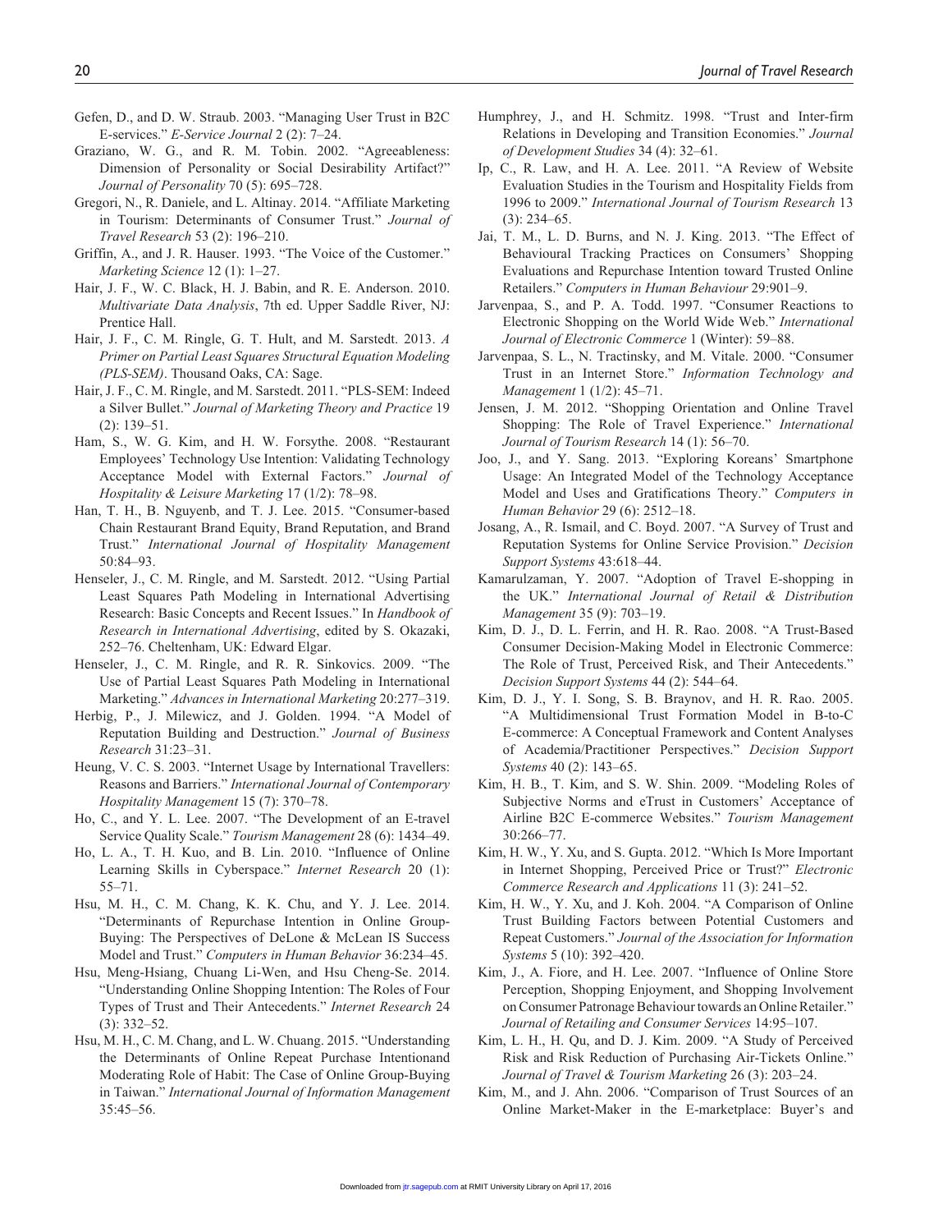Gefen, D., and D. W. Straub. 2003. "Managing User Trust in B2C E-services." *E-Service Journal* 2 (2): 7–24.

Graziano, W. G., and R. M. Tobin. 2002. "Agreeableness: Dimension of Personality or Social Desirability Artifact?" *Journal of Personality* 70 (5): 695–728.

Gregori, N., R. Daniele, and L. Altinay. 2014. "Affiliate Marketing in Tourism: Determinants of Consumer Trust." *Journal of Travel Research* 53 (2): 196–210.

Griffin, A., and J. R. Hauser. 1993. "The Voice of the Customer." *Marketing Science* 12 (1): 1–27.

Hair, J. F., W. C. Black, H. J. Babin, and R. E. Anderson. 2010. *Multivariate Data Analysis*, 7th ed. Upper Saddle River, NJ: Prentice Hall.

Hair, J. F., C. M. Ringle, G. T. Hult, and M. Sarstedt. 2013. *A Primer on Partial Least Squares Structural Equation Modeling (PLS-SEM)*. Thousand Oaks, CA: Sage.

Hair, J. F., C. M. Ringle, and M. Sarstedt. 2011. "PLS-SEM: Indeed a Silver Bullet." *Journal of Marketing Theory and Practice* 19 (2): 139–51.

Ham, S., W. G. Kim, and H. W. Forsythe. 2008. "Restaurant Employees' Technology Use Intention: Validating Technology Acceptance Model with External Factors." *Journal of Hospitality & Leisure Marketing* 17 (1/2): 78–98.

Han, T. H., B. Nguyenb, and T. J. Lee. 2015. "Consumer-based Chain Restaurant Brand Equity, Brand Reputation, and Brand Trust." *International Journal of Hospitality Management* 50:84–93.

Henseler, J., C. M. Ringle, and M. Sarstedt. 2012. "Using Partial Least Squares Path Modeling in International Advertising Research: Basic Concepts and Recent Issues." In *Handbook of Research in International Advertising*, edited by S. Okazaki, 252–76. Cheltenham, UK: Edward Elgar.

Henseler, J., C. M. Ringle, and R. R. Sinkovics. 2009. "The Use of Partial Least Squares Path Modeling in International Marketing." *Advances in International Marketing* 20:277–319.

Herbig, P., J. Milewicz, and J. Golden. 1994. "A Model of Reputation Building and Destruction." *Journal of Business Research* 31:23–31.

Heung, V. C. S. 2003. "Internet Usage by International Travellers: Reasons and Barriers." *International Journal of Contemporary Hospitality Management* 15 (7): 370–78.

Ho, C., and Y. L. Lee. 2007. "The Development of an E-travel Service Quality Scale." *Tourism Management* 28 (6): 1434–49.

Ho, L. A., T. H. Kuo, and B. Lin. 2010. "Influence of Online Learning Skills in Cyberspace." *Internet Research* 20 (1): 55–71.

Hsu, M. H., C. M. Chang, K. K. Chu, and Y. J. Lee. 2014. "Determinants of Repurchase Intention in Online Group-Buying: The Perspectives of DeLone & McLean IS Success Model and Trust." *Computers in Human Behavior* 36:234–45.

Hsu, Meng-Hsiang, Chuang Li-Wen, and Hsu Cheng-Se. 2014. "Understanding Online Shopping Intention: The Roles of Four Types of Trust and Their Antecedents." *Internet Research* 24 (3): 332–52.

Hsu, M. H., C. M. Chang, and L. W. Chuang. 2015. "Understanding the Determinants of Online Repeat Purchase Intentionand Moderating Role of Habit: The Case of Online Group-Buying in Taiwan." *International Journal of Information Management* 35:45–56.

Humphrey, J., and H. Schmitz. 1998. "Trust and Inter-firm Relations in Developing and Transition Economies." *Journal of Development Studies* 34 (4): 32–61.

Ip, C., R. Law, and H. A. Lee. 2011. "A Review of Website Evaluation Studies in the Tourism and Hospitality Fields from 1996 to 2009." *International Journal of Tourism Research* 13 (3): 234–65.

Jai, T. M., L. D. Burns, and N. J. King. 2013. "The Effect of Behavioural Tracking Practices on Consumers' Shopping Evaluations and Repurchase Intention toward Trusted Online Retailers." *Computers in Human Behaviour* 29:901–9.

Jarvenpaa, S., and P. A. Todd. 1997. "Consumer Reactions to Electronic Shopping on the World Wide Web." *International Journal of Electronic Commerce* 1 (Winter): 59–88.

Jarvenpaa, S. L., N. Tractinsky, and M. Vitale. 2000. "Consumer Trust in an Internet Store." *Information Technology and Management* 1 (1/2): 45–71.

Jensen, J. M. 2012. "Shopping Orientation and Online Travel Shopping: The Role of Travel Experience." *International Journal of Tourism Research* 14 (1): 56–70.

Joo, J., and Y. Sang. 2013. "Exploring Koreans' Smartphone Usage: An Integrated Model of the Technology Acceptance Model and Uses and Gratifications Theory." *Computers in Human Behavior* 29 (6): 2512–18.

Josang, A., R. Ismail, and C. Boyd. 2007. "A Survey of Trust and Reputation Systems for Online Service Provision." *Decision Support Systems* 43:618–44.

Kamarulzaman, Y. 2007. "Adoption of Travel E-shopping in the UK." *International Journal of Retail & Distribution Management* 35 (9): 703–19.

Kim, D. J., D. L. Ferrin, and H. R. Rao. 2008. "A Trust-Based Consumer Decision-Making Model in Electronic Commerce: The Role of Trust, Perceived Risk, and Their Antecedents." *Decision Support Systems* 44 (2): 544–64.

Kim, D. J., Y. I. Song, S. B. Braynov, and H. R. Rao. 2005. "A Multidimensional Trust Formation Model in B-to-C E-commerce: A Conceptual Framework and Content Analyses of Academia/Practitioner Perspectives." *Decision Support Systems* 40 (2): 143–65.

Kim, H. B., T. Kim, and S. W. Shin. 2009. "Modeling Roles of Subjective Norms and eTrust in Customers' Acceptance of Airline B2C E-commerce Websites." *Tourism Management* 30:266–77.

Kim, H. W., Y. Xu, and S. Gupta. 2012. "Which Is More Important in Internet Shopping, Perceived Price or Trust?" *Electronic Commerce Research and Applications* 11 (3): 241–52.

Kim, H. W., Y. Xu, and J. Koh. 2004. "A Comparison of Online Trust Building Factors between Potential Customers and Repeat Customers." *Journal of the Association for Information Systems* 5 (10): 392–420.

Kim, J., A. Fiore, and H. Lee. 2007. "Influence of Online Store Perception, Shopping Enjoyment, and Shopping Involvement on Consumer Patronage Behaviour towards an Online Retailer." *Journal of Retailing and Consumer Services* 14:95–107.

Kim, L. H., H. Qu, and D. J. Kim. 2009. "A Study of Perceived Risk and Risk Reduction of Purchasing Air-Tickets Online." *Journal of Travel & Tourism Marketing* 26 (3): 203–24.

Kim, M., and J. Ahn. 2006. "Comparison of Trust Sources of an Online Market-Maker in the E-marketplace: Buyer's and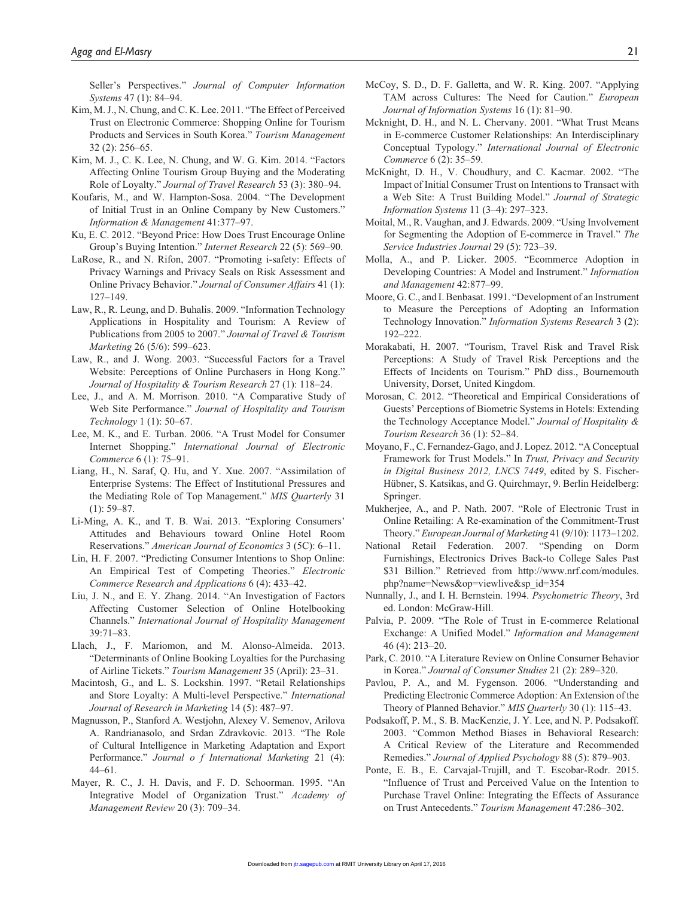Seller's Perspectives." *Journal of Computer Information Systems* 47 (1): 84–94.

Kim, M. J., N. Chung, and C. K. Lee. 2011. "The Effect of Perceived Trust on Electronic Commerce: Shopping Online for Tourism Products and Services in South Korea." *Tourism Management* 32 (2): 256–65.

Kim, M. J., C. K. Lee, N. Chung, and W. G. Kim. 2014. "Factors Affecting Online Tourism Group Buying and the Moderating Role of Loyalty." *Journal of Travel Research* 53 (3): 380–94.

Koufaris, M., and W. Hampton-Sosa. 2004. "The Development of Initial Trust in an Online Company by New Customers." *Information & Management* 41:377–97.

Ku, E. C. 2012. "Beyond Price: How Does Trust Encourage Online Group's Buying Intention." *Internet Research* 22 (5): 569–90.

LaRose, R., and N. Rifon, 2007. "Promoting i-safety: Effects of Privacy Warnings and Privacy Seals on Risk Assessment and Online Privacy Behavior." *Journal of Consumer Affairs* 41 (1): 127–149.

Law, R., R. Leung, and D. Buhalis. 2009. "Information Technology Applications in Hospitality and Tourism: A Review of Publications from 2005 to 2007." *Journal of Travel & Tourism Marketing* 26 (5/6): 599–623.

Law, R., and J. Wong. 2003. "Successful Factors for a Travel Website: Perceptions of Online Purchasers in Hong Kong." *Journal of Hospitality & Tourism Research* 27 (1): 118–24.

Lee, J., and A. M. Morrison. 2010. "A Comparative Study of Web Site Performance." *Journal of Hospitality and Tourism Technology* 1 (1): 50–67.

Lee, M. K., and E. Turban. 2006. "A Trust Model for Consumer Internet Shopping." *International Journal of Electronic Commerce* 6 (1): 75–91.

Liang, H., N. Saraf, Q. Hu, and Y. Xue. 2007. "Assimilation of Enterprise Systems: The Effect of Institutional Pressures and the Mediating Role of Top Management." *MIS Quarterly* 31 (1): 59–87.

Li-Ming, A. K., and T. B. Wai. 2013. "Exploring Consumers' Attitudes and Behaviours toward Online Hotel Room Reservations." *American Journal of Economics* 3 (5C): 6–11.

Lin, H. F. 2007. "Predicting Consumer Intentions to Shop Online: An Empirical Test of Competing Theories." *Electronic Commerce Research and Applications* 6 (4): 433–42.

Liu, J. N., and E. Y. Zhang. 2014. "An Investigation of Factors Affecting Customer Selection of Online Hotelbooking Channels." *International Journal of Hospitality Management* 39:71–83.

Llach, J., F. Mariomon, and M. Alonso-Almeida. 2013. "Determinants of Online Booking Loyalties for the Purchasing of Airline Tickets." *Tourism Management* 35 (April): 23–31.

Macintosh, G., and L. S. Lockshin. 1997. "Retail Relationships and Store Loyalty: A Multi-level Perspective." *International Journal of Research in Marketing* 14 (5): 487–97.

Magnusson, P., Stanford A. Westjohn, Alexey V. Semenov, Arilova A. Randrianasolo, and Srdan Zdravkovic. 2013. "The Role of Cultural Intelligence in Marketing Adaptation and Export Performance." *Journal o f International Marketing* 21 (4): 44–61.

Mayer, R. C., J. H. Davis, and F. D. Schoorman. 1995. "An Integrative Model of Organization Trust." *Academy of Management Review* 20 (3): 709–34.

McCoy, S. D., D. F. Galletta, and W. R. King. 2007. "Applying TAM across Cultures: The Need for Caution." *European Journal of Information Systems* 16 (1): 81–90.

Mcknight, D. H., and N. L. Chervany. 2001. "What Trust Means in E-commerce Customer Relationships: An Interdisciplinary Conceptual Typology." *International Journal of Electronic Commerce* 6 (2): 35–59.

McKnight, D. H., V. Choudhury, and C. Kacmar. 2002. "The Impact of Initial Consumer Trust on Intentions to Transact with a Web Site: A Trust Building Model." *Journal of Strategic Information Systems* 11 (3–4): 297–323.

Moital, M., R. Vaughan, and J. Edwards. 2009. "Using Involvement for Segmenting the Adoption of E-commerce in Travel." *The Service Industries Journal* 29 (5): 723–39.

Molla, A., and P. Licker. 2005. "Ecommerce Adoption in Developing Countries: A Model and Instrument." *Information and Management* 42:877–99.

Moore, G. C., and I. Benbasat. 1991. "Development of an Instrument to Measure the Perceptions of Adopting an Information Technology Innovation." *Information Systems Research* 3 (2): 192–222.

Morakabati, H. 2007. "Tourism, Travel Risk and Travel Risk Perceptions: A Study of Travel Risk Perceptions and the Effects of Incidents on Tourism." PhD diss., Bournemouth University, Dorset, United Kingdom.

Morosan, C. 2012. "Theoretical and Empirical Considerations of Guests' Perceptions of Biometric Systems in Hotels: Extending the Technology Acceptance Model." *Journal of Hospitality & Tourism Research* 36 (1): 52–84.

Moyano, F., C. Fernandez-Gago, and J. Lopez. 2012. "A Conceptual Framework for Trust Models." In *Trust, Privacy and Security in Digital Business 2012, LNCS 7449*, edited by S. Fischer-Hübner, S. Katsikas, and G. Quirchmayr, 9. Berlin Heidelberg: Springer.

Mukherjee, A., and P. Nath. 2007. "Role of Electronic Trust in Online Retailing: A Re-examination of the Commitment-Trust Theory." *European Journal of Marketing* 41 (9/10): 1173–1202.

National Retail Federation. 2007. "Spending on Dorm Furnishings, Electronics Drives Back-to College Sales Past $31 Billion." Retrieved from http://www.nrf.com/modules.php?name=News&op=viewlive&sp_id=354

Nunnally, J., and I. H. Bernstein. 1994. *Psychometric Theory*, 3rd ed. London: McGraw-Hill.

Palvia, P. 2009. "The Role of Trust in E-commerce Relational Exchange: A Unified Model." *Information and Management* 46 (4): 213–20.

Park, C. 2010. "A Literature Review on Online Consumer Behavior in Korea." *Journal of Consumer Studies* 21 (2): 289–320.

Pavlou, P. A., and M. Fygenson. 2006. "Understanding and Predicting Electronic Commerce Adoption: An Extension of the Theory of Planned Behavior." *MIS Quarterly* 30 (1): 115–43.

Podsakoff, P. M., S. B. MacKenzie, J. Y. Lee, and N. P. Podsakoff. 2003. "Common Method Biases in Behavioral Research: A Critical Review of the Literature and Recommended Remedies." *Journal of Applied Psychology* 88 (5): 879–903.

Ponte, E. B., E. Carvajal-Trujill, and T. Escobar-Rodr. 2015. "Influence of Trust and Perceived Value on the Intention to Purchase Travel Online: Integrating the Effects of Assurance on Trust Antecedents." *Tourism Management* 47:286–302.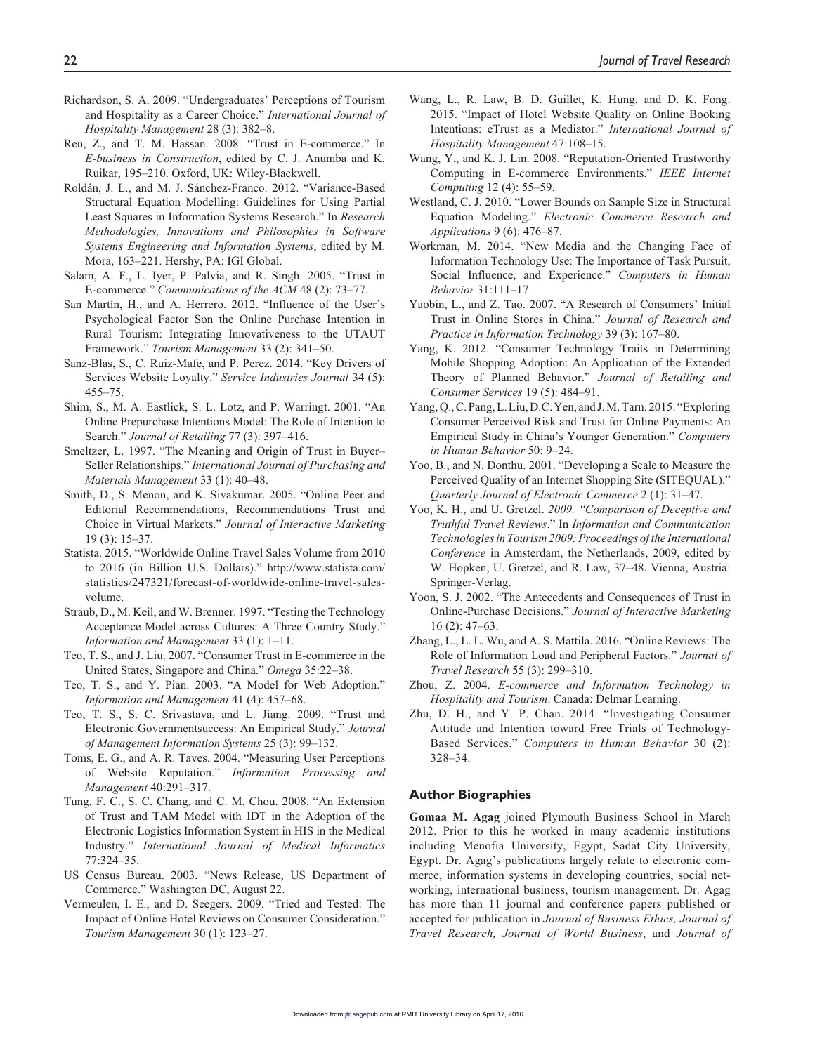Richardson, S. A. 2009. "Undergraduates' Perceptions of Tourism and Hospitality as a Career Choice." *International Journal of Hospitality Management* 28 (3): 382–8.

Ren, Z., and T. M. Hassan. 2008. "Trust in E-commerce." In *E-business in Construction*, edited by C. J. Anumba and K. Ruikar, 195–210. Oxford, UK: Wiley-Blackwell.

Roldán, J. L., and M. J. Sánchez-Franco. 2012. "Variance-Based Structural Equation Modelling: Guidelines for Using Partial Least Squares in Information Systems Research." In *Research Methodologies, Innovations and Philosophies in Software Systems Engineering and Information Systems*, edited by M. Mora, 163–221. Hershy, PA: IGI Global.

Salam, A. F., L. Iyer, P. Palvia, and R. Singh. 2005. "Trust in E-commerce." *Communications of the ACM* 48 (2): 73–77.

San Martín, H., and A. Herrero. 2012. "Influence of the User's Psychological Factor Son the Online Purchase Intention in Rural Tourism: Integrating Innovativeness to the UTAUT Framework." *Tourism Management* 33 (2): 341–50.

Sanz-Blas, S., C. Ruiz-Mafe, and P. Perez. 2014. "Key Drivers of Services Website Loyalty." *Service Industries Journal* 34 (5): 455–75.

Shim, S., M. A. Eastlick, S. L. Lotz, and P. Warringt. 2001. "An Online Prepurchase Intentions Model: The Role of Intention to Search." *Journal of Retailing* 77 (3): 397–416.

Smeltzer, L. 1997. "The Meaning and Origin of Trust in Buyer–Seller Relationships." *International Journal of Purchasing and Materials Management* 33 (1): 40–48.

Smith, D., S. Menon, and K. Sivakumar. 2005. "Online Peer and Editorial Recommendations, Recommendations Trust and Choice in Virtual Markets." *Journal of Interactive Marketing* 19 (3): 15–37.

Statista. 2015. "Worldwide Online Travel Sales Volume from 2010 to 2016 (in Billion U.S. Dollars)." http://www.statista.com/statistics/247321/forecast-of-worldwide-online-travel-sales-volume.

Straub, D., M. Keil, and W. Brenner. 1997. "Testing the Technology Acceptance Model across Cultures: A Three Country Study." *Information and Management* 33 (1): 1–11.

Teo, T. S., and J. Liu. 2007. "Consumer Trust in E-commerce in the United States, Singapore and China." *Omega* 35:22–38.

Teo, T. S., and Y. Pian. 2003. "A Model for Web Adoption." *Information and Management* 41 (4): 457–68.

Teo, T. S., S. C. Srivastava, and L. Jiang. 2009. "Trust and Electronic Governmentsuccess: An Empirical Study." *Journal of Management Information Systems* 25 (3): 99–132.

Toms, E. G., and A. R. Taves. 2004. "Measuring User Perceptions of Website Reputation." *Information Processing and Management* 40:291–317.

Tung, F. C., S. C. Chang, and C. M. Chou. 2008. "An Extension of Trust and TAM Model with IDT in the Adoption of the Electronic Logistics Information System in HIS in the Medical Industry." *International Journal of Medical Informatics* 77:324–35.

US Census Bureau. 2003. "News Release, US Department of Commerce." Washington DC, August 22.

Vermeulen, I. E., and D. Seegers. 2009. "Tried and Tested: The Impact of Online Hotel Reviews on Consumer Consideration." *Tourism Management* 30 (1): 123–27.

Wang, L., R. Law, B. D. Guillet, K. Hung, and D. K. Fong. 2015. "Impact of Hotel Website Quality on Online Booking Intentions: eTrust as a Mediator." *International Journal of Hospitality Management* 47:108–15.

Wang, Y., and K. J. Lin. 2008. "Reputation-Oriented Trustworthy Computing in E-commerce Environments." *IEEE Internet Computing* 12 (4): 55–59.

Westland, C. J. 2010. "Lower Bounds on Sample Size in Structural Equation Modeling." *Electronic Commerce Research and Applications* 9 (6): 476–87.

Workman, M. 2014. "New Media and the Changing Face of Information Technology Use: The Importance of Task Pursuit, Social Influence, and Experience." *Computers in Human Behavior* 31:111–17.

Yaobin, L., and Z. Tao. 2007. "A Research of Consumers' Initial Trust in Online Stores in China." *Journal of Research and Practice in Information Technology* 39 (3): 167–80.

Yang, K. 2012. "Consumer Technology Traits in Determining Mobile Shopping Adoption: An Application of the Extended Theory of Planned Behavior." *Journal of Retailing and Consumer Services* 19 (5): 484–91.

Yang, Q., C. Pang, L. Liu, D.C. Yen, and J. M. Tarn. 2015. "Exploring Consumer Perceived Risk and Trust for Online Payments: An Empirical Study in China's Younger Generation." *Computers in Human Behavior* 50: 9–24.

Yoo, B., and N. Donthu. 2001. "Developing a Scale to Measure the Perceived Quality of an Internet Shopping Site (SITEQUAL)." *Quarterly Journal of Electronic Commerce* 2 (1): 31–47.

Yoo, K. H., and U. Gretzel. *2009. "Comparison of Deceptive and Truthful Travel Reviews*." In *Information and Communication Technologies in Tourism 2009: Proceedings of the International Conference* in Amsterdam, the Netherlands, 2009, edited by W. Hopken, U. Gretzel, and R. Law, 37–48. Vienna, Austria: Springer-Verlag.

Yoon, S. J. 2002. "The Antecedents and Consequences of Trust in Online-Purchase Decisions." *Journal of Interactive Marketing* 16 (2): 47–63.

Zhang, L., L. L. Wu, and A. S. Mattila. 2016. "Online Reviews: The Role of Information Load and Peripheral Factors." *Journal of Travel Research* 55 (3): 299–310.

Zhou, Z. 2004. *E-commerce and Information Technology in Hospitality and Tourism*. Canada: Delmar Learning.

Zhu, D. H., and Y. P. Chan. 2014. "Investigating Consumer Attitude and Intention toward Free Trials of Technology-Based Services." *Computers in Human Behavior* 30 (2): 328–34.

## Author Biographies

**Gomaa M. Agag** joined Plymouth Business School in March 2012. Prior to this he worked in many academic institutions including Menofia University, Egypt, Sadat City University, Egypt. Dr. Agag's publications largely relate to electronic commerce, information systems in developing countries, social networking, international business, tourism management. Dr. Agag has more than 11 journal and conference papers published or accepted for publication in *Journal of Business Ethics, Journal of Travel Research, Journal of World Business*, and *Journal of*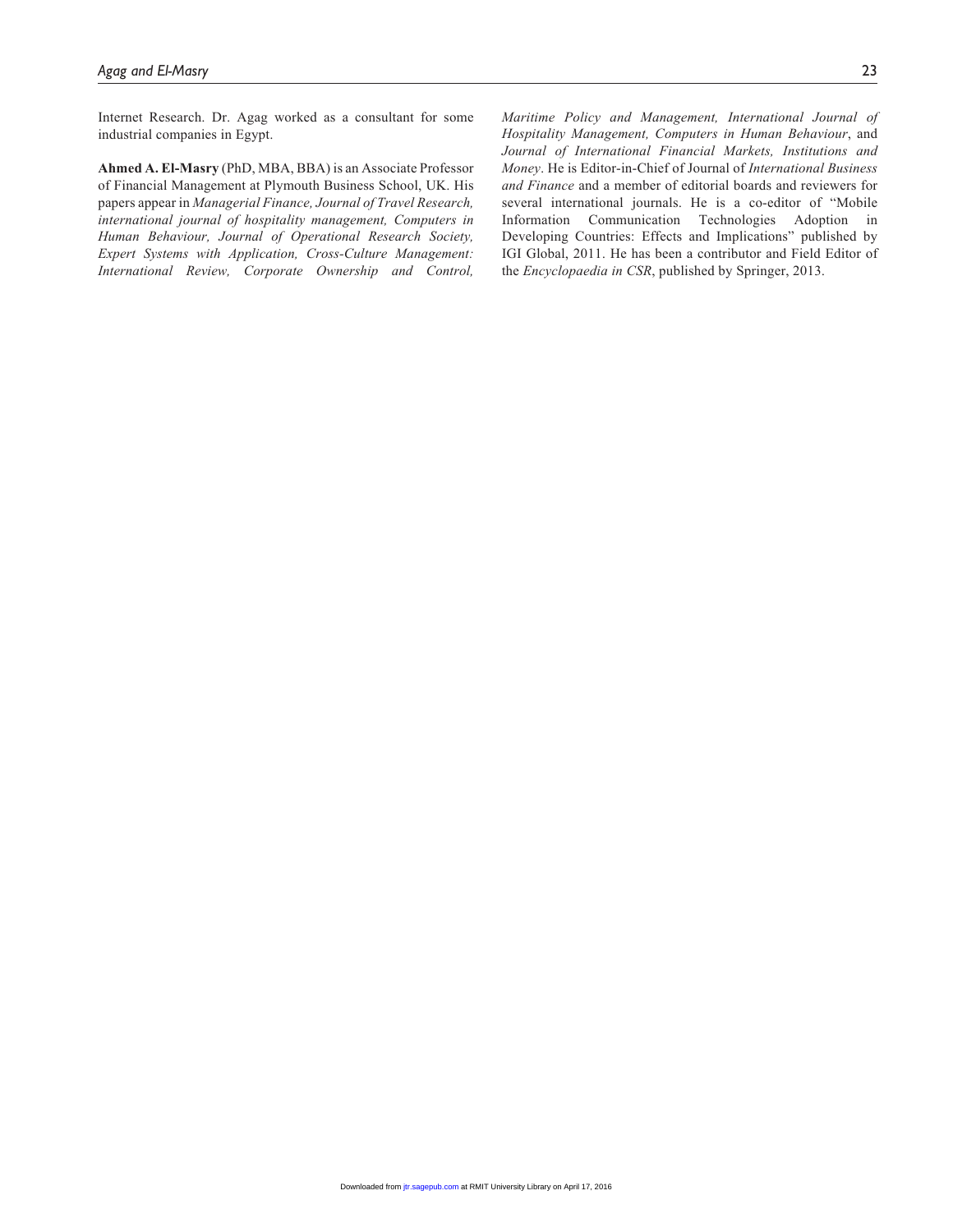Internet Research. Dr. Agag worked as a consultant for some industrial companies in Egypt.

**Ahmed A. El-Masry** (PhD, MBA, BBA) is an Associate Professor of Financial Management at Plymouth Business School, UK. His papers appear in *Managerial Finance, Journal of Travel Research, international journal of hospitality management, Computers in Human Behaviour, Journal of Operational Research Society, Expert Systems with Application, Cross-Culture Management: International Review, Corporate Ownership and Control, Maritime Policy and Management, International Journal of Hospitality Management, Computers in Human Behaviour*, and *Journal of International Financial Markets, Institutions and Money*. He is Editor-in-Chief of Journal of *International Business and Finance* and a member of editorial boards and reviewers for several international journals. He is a co-editor of "Mobile Information Communication Technologies Adoption in Developing Countries: Effects and Implications" published by IGI Global, 2011. He has been a contributor and Field Editor of the *Encyclopaedia in CSR*, published by Springer, 2013.